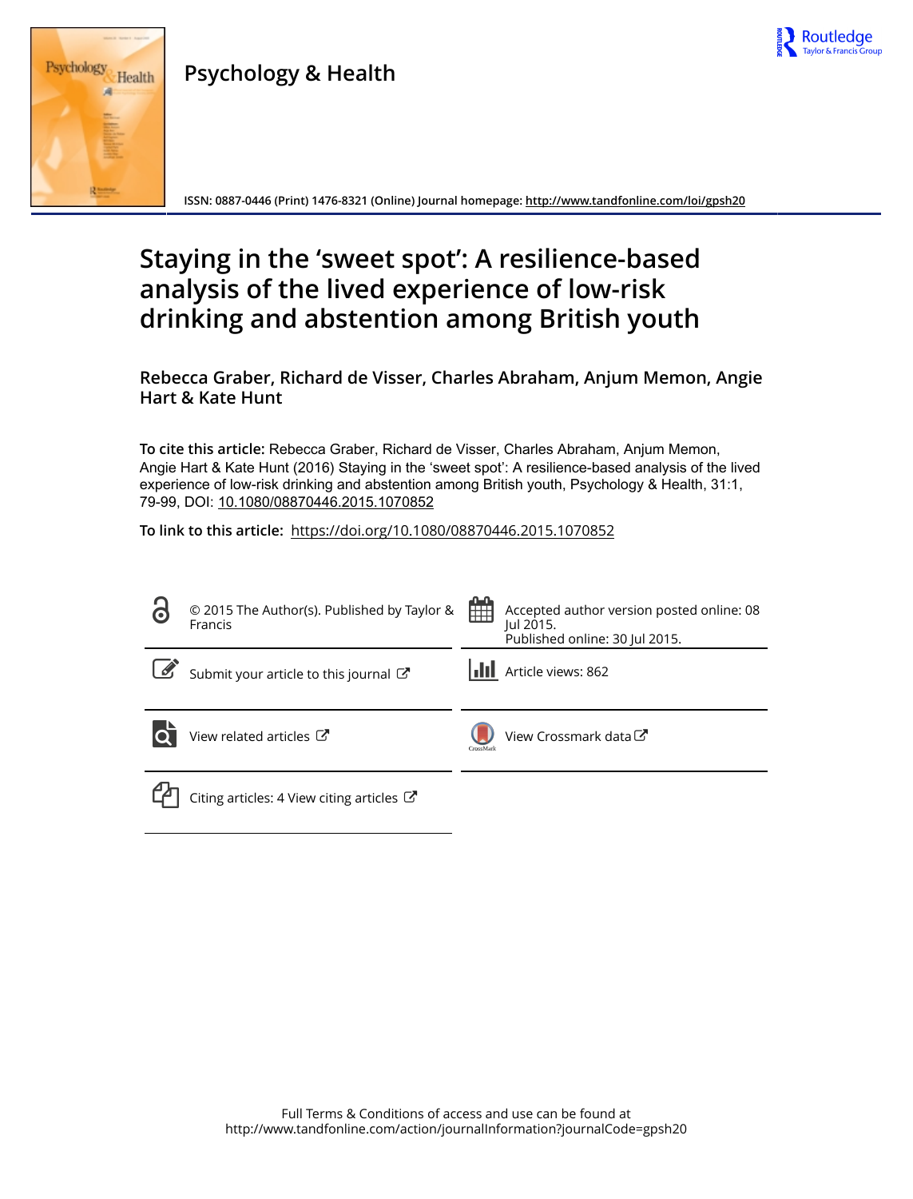Psychology & Health

ISSN: 0887-0446 (Print) 1476-8321 (Online) Journal homepage: http://www.tandfonline.com/loi/gpsh20

# Staying in the 'sweet spot': A resilience-based analysis of the lived experience of low-risk drinking and abstention among British youth

**Rebecca Graber, Richard de Visser, Charles Abraham, Anjum Memon, Angie Hart & Kate Hunt**

**To cite this article:** Rebecca Graber, Richard de Visser, Charles Abraham, Anjum Memon, Angie Hart & Kate Hunt (2016) Staying in the 'sweet spot': A resilience-based analysis of the lived experience of low-risk drinking and abstention among British youth, Psychology & Health, 31:1, 79-99, DOI: 10.1080/08870446.2015.1070852

**To link to this article:** https://doi.org/10.1080/08870446.2015.1070852

© 2015 The Author(s). Published by Taylor & Francis

Accepted author version posted online: 08 Jul 2015.
Published online: 30 Jul 2015.

Submit your article to this journal

Article views: 862

View related articles

View Crossmark data

Citing articles: 4 View citing articles

Full Terms & Conditions of access and use can be found at
http://www.tandfonline.com/action/journalInformation?journalCode=gpsh20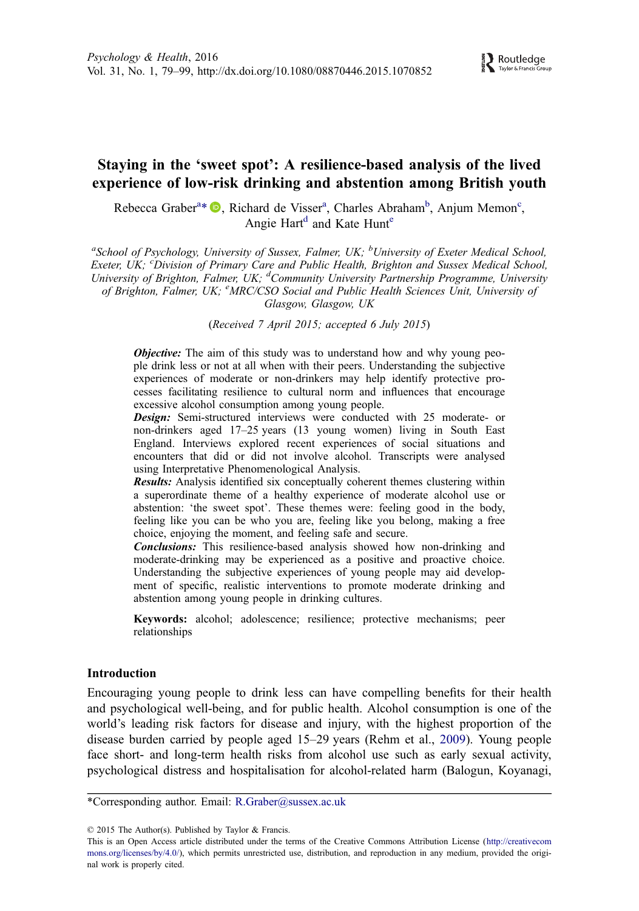# Staying in the 'sweet spot': A resilience-based analysis of the lived experience of low-risk drinking and abstention among British youth

Rebecca Graber[a]*, Richard de Visser[a], Charles Abraham[b], Anjum Memon[c], Angie Hart[d] and Kate Hunt[e]

[a]*School of Psychology, University of Sussex, Falmer, UK;* [b]*University of Exeter Medical School, Exeter, UK;* [c]*Division of Primary Care and Public Health, Brighton and Sussex Medical School, University of Brighton, Falmer, UK;* [d]*Community University Partnership Programme, University of Brighton, Falmer, UK;* [e]*MRC/CSO Social and Public Health Sciences Unit, University of Glasgow, Glasgow, UK*

(*Received 7 April 2015; accepted 6 July 2015*)

***Objective:*** The aim of this study was to understand how and why young people drink less or not at all when with their peers. Understanding the subjective experiences of moderate or non-drinkers may help identify protective processes facilitating resilience to cultural norm and influences that encourage excessive alcohol consumption among young people.

***Design:*** Semi-structured interviews were conducted with 25 moderate- or non-drinkers aged 17–25 years (13 young women) living in South East England. Interviews explored recent experiences of social situations and encounters that did or did not involve alcohol. Transcripts were analysed using Interpretative Phenomenological Analysis.

***Results:*** Analysis identified six conceptually coherent themes clustering within a superordinate theme of a healthy experience of moderate alcohol use or abstention: 'the sweet spot'. These themes were: feeling good in the body, feeling like you can be who you are, feeling like you belong, making a free choice, enjoying the moment, and feeling safe and secure.

***Conclusions:*** This resilience-based analysis showed how non-drinking and moderate-drinking may be experienced as a positive and proactive choice. Understanding the subjective experiences of young people may aid development of specific, realistic interventions to promote moderate drinking and abstention among young people in drinking cultures.

**Keywords:** alcohol; adolescence; resilience; protective mechanisms; peer relationships

## Introduction

Encouraging young people to drink less can have compelling benefits for their health and psychological well-being, and for public health. Alcohol consumption is one of the world's leading risk factors for disease and injury, with the highest proportion of the disease burden carried by people aged 15–29 years (Rehm et al., 2009). Young people face short- and long-term health risks from alcohol use such as early sexual activity, psychological distress and hospitalisation for alcohol-related harm (Balogun, Koyanagi,

*Corresponding author. Email: R.Graber@sussex.ac.uk

© 2015 The Author(s). Published by Taylor & Francis.

This is an Open Access article distributed under the terms of the Creative Commons Attribution License (http://creativecommons.org/licenses/by/4.0/), which permits unrestricted use, distribution, and reproduction in any medium, provided the original work is properly cited.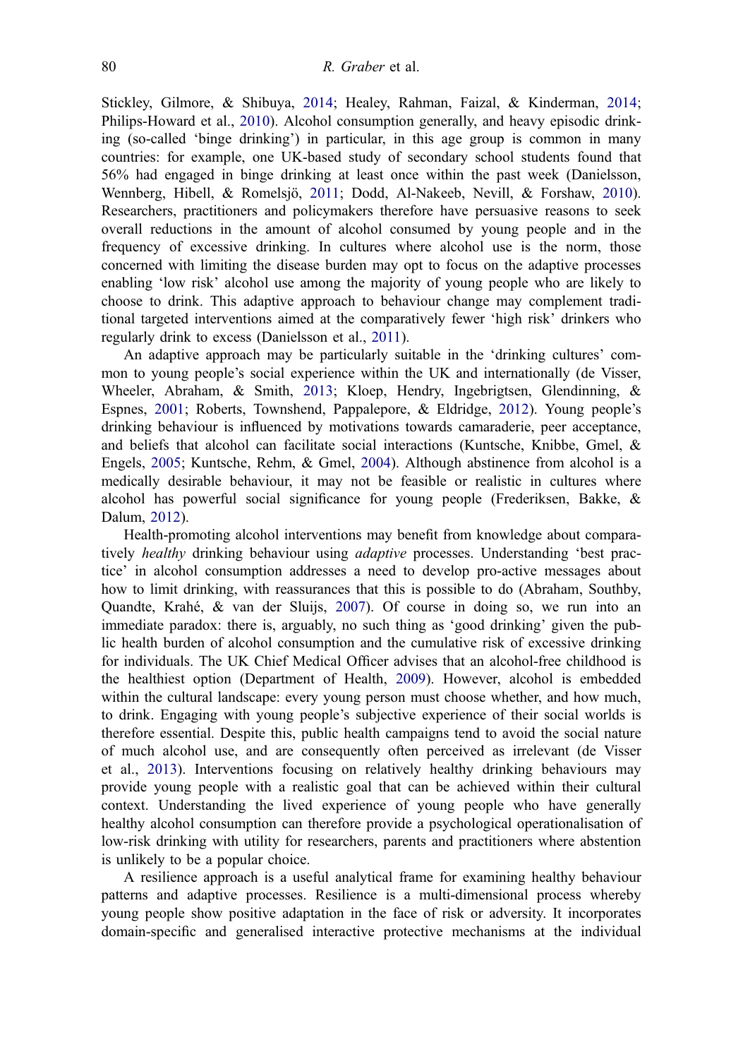Stickley, Gilmore, & Shibuya, 2014; Healey, Rahman, Faizal, & Kinderman, 2014; Philips-Howard et al., 2010). Alcohol consumption generally, and heavy episodic drinking (so-called 'binge drinking') in particular, in this age group is common in many countries: for example, one UK-based study of secondary school students found that 56% had engaged in binge drinking at least once within the past week (Danielsson, Wennberg, Hibell, & Romelsjö, 2011; Dodd, Al-Nakeeb, Nevill, & Forshaw, 2010). Researchers, practitioners and policymakers therefore have persuasive reasons to seek overall reductions in the amount of alcohol consumed by young people and in the frequency of excessive drinking. In cultures where alcohol use is the norm, those concerned with limiting the disease burden may opt to focus on the adaptive processes enabling 'low risk' alcohol use among the majority of young people who are likely to choose to drink. This adaptive approach to behaviour change may complement traditional targeted interventions aimed at the comparatively fewer 'high risk' drinkers who regularly drink to excess (Danielsson et al., 2011).

An adaptive approach may be particularly suitable in the 'drinking cultures' common to young people's social experience within the UK and internationally (de Visser, Wheeler, Abraham, & Smith, 2013; Kloep, Hendry, Ingebrigtsen, Glendinning, & Espnes, 2001; Roberts, Townshend, Pappalepore, & Eldridge, 2012). Young people's drinking behaviour is influenced by motivations towards camaraderie, peer acceptance, and beliefs that alcohol can facilitate social interactions (Kuntsche, Knibbe, Gmel, & Engels, 2005; Kuntsche, Rehm, & Gmel, 2004). Although abstinence from alcohol is a medically desirable behaviour, it may not be feasible or realistic in cultures where alcohol has powerful social significance for young people (Frederiksen, Bakke, & Dalum, 2012).

Health-promoting alcohol interventions may benefit from knowledge about comparatively *healthy* drinking behaviour using *adaptive* processes. Understanding 'best practice' in alcohol consumption addresses a need to develop pro-active messages about how to limit drinking, with reassurances that this is possible to do (Abraham, Southby, Quandte, Krahé, & van der Sluijs, 2007). Of course in doing so, we run into an immediate paradox: there is, arguably, no such thing as 'good drinking' given the public health burden of alcohol consumption and the cumulative risk of excessive drinking for individuals. The UK Chief Medical Officer advises that an alcohol-free childhood is the healthiest option (Department of Health, 2009). However, alcohol is embedded within the cultural landscape: every young person must choose whether, and how much, to drink. Engaging with young people's subjective experience of their social worlds is therefore essential. Despite this, public health campaigns tend to avoid the social nature of much alcohol use, and are consequently often perceived as irrelevant (de Visser et al., 2013). Interventions focusing on relatively healthy drinking behaviours may provide young people with a realistic goal that can be achieved within their cultural context. Understanding the lived experience of young people who have generally healthy alcohol consumption can therefore provide a psychological operationalisation of low-risk drinking with utility for researchers, parents and practitioners where abstention is unlikely to be a popular choice.

A resilience approach is a useful analytical frame for examining healthy behaviour patterns and adaptive processes. Resilience is a multi-dimensional process whereby young people show positive adaptation in the face of risk or adversity. It incorporates domain-specific and generalised interactive protective mechanisms at the individual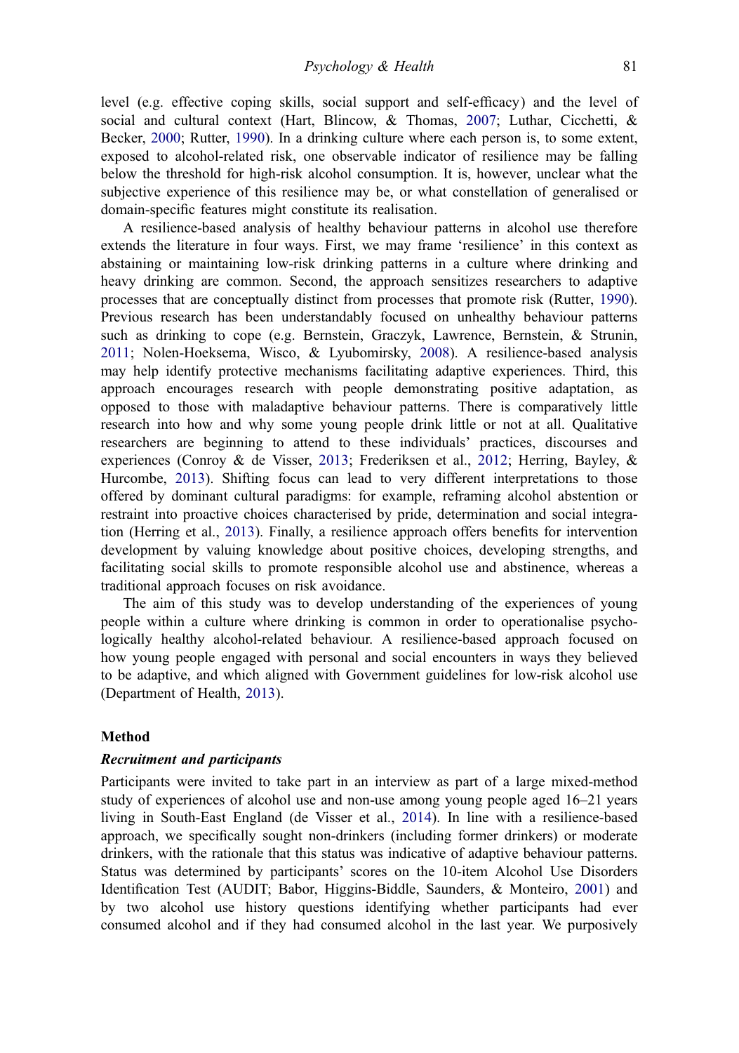level (e.g. effective coping skills, social support and self-efficacy) and the level of social and cultural context (Hart, Blincow, & Thomas, 2007; Luthar, Cicchetti, & Becker, 2000; Rutter, 1990). In a drinking culture where each person is, to some extent, exposed to alcohol-related risk, one observable indicator of resilience may be falling below the threshold for high-risk alcohol consumption. It is, however, unclear what the subjective experience of this resilience may be, or what constellation of generalised or domain-specific features might constitute its realisation.

A resilience-based analysis of healthy behaviour patterns in alcohol use therefore extends the literature in four ways. First, we may frame 'resilience' in this context as abstaining or maintaining low-risk drinking patterns in a culture where drinking and heavy drinking are common. Second, the approach sensitizes researchers to adaptive processes that are conceptually distinct from processes that promote risk (Rutter, 1990). Previous research has been understandably focused on unhealthy behaviour patterns such as drinking to cope (e.g. Bernstein, Graczyk, Lawrence, Bernstein, & Strunin, 2011; Nolen-Hoeksema, Wisco, & Lyubomirsky, 2008). A resilience-based analysis may help identify protective mechanisms facilitating adaptive experiences. Third, this approach encourages research with people demonstrating positive adaptation, as opposed to those with maladaptive behaviour patterns. There is comparatively little research into how and why some young people drink little or not at all. Qualitative researchers are beginning to attend to these individuals' practices, discourses and experiences (Conroy & de Visser, 2013; Frederiksen et al., 2012; Herring, Bayley, & Hurcombe, 2013). Shifting focus can lead to very different interpretations to those offered by dominant cultural paradigms: for example, reframing alcohol abstention or restraint into proactive choices characterised by pride, determination and social integration (Herring et al., 2013). Finally, a resilience approach offers benefits for intervention development by valuing knowledge about positive choices, developing strengths, and facilitating social skills to promote responsible alcohol use and abstinence, whereas a traditional approach focuses on risk avoidance.

The aim of this study was to develop understanding of the experiences of young people within a culture where drinking is common in order to operationalise psychologically healthy alcohol-related behaviour. A resilience-based approach focused on how young people engaged with personal and social encounters in ways they believed to be adaptive, and which aligned with Government guidelines for low-risk alcohol use (Department of Health, 2013).

## Method

### *Recruitment and participants*

Participants were invited to take part in an interview as part of a large mixed-method study of experiences of alcohol use and non-use among young people aged 16–21 years living in South-East England (de Visser et al., 2014). In line with a resilience-based approach, we specifically sought non-drinkers (including former drinkers) or moderate drinkers, with the rationale that this status was indicative of adaptive behaviour patterns. Status was determined by participants' scores on the 10-item Alcohol Use Disorders Identification Test (AUDIT; Babor, Higgins-Biddle, Saunders, & Monteiro, 2001) and by two alcohol use history questions identifying whether participants had ever consumed alcohol and if they had consumed alcohol in the last year. We purposively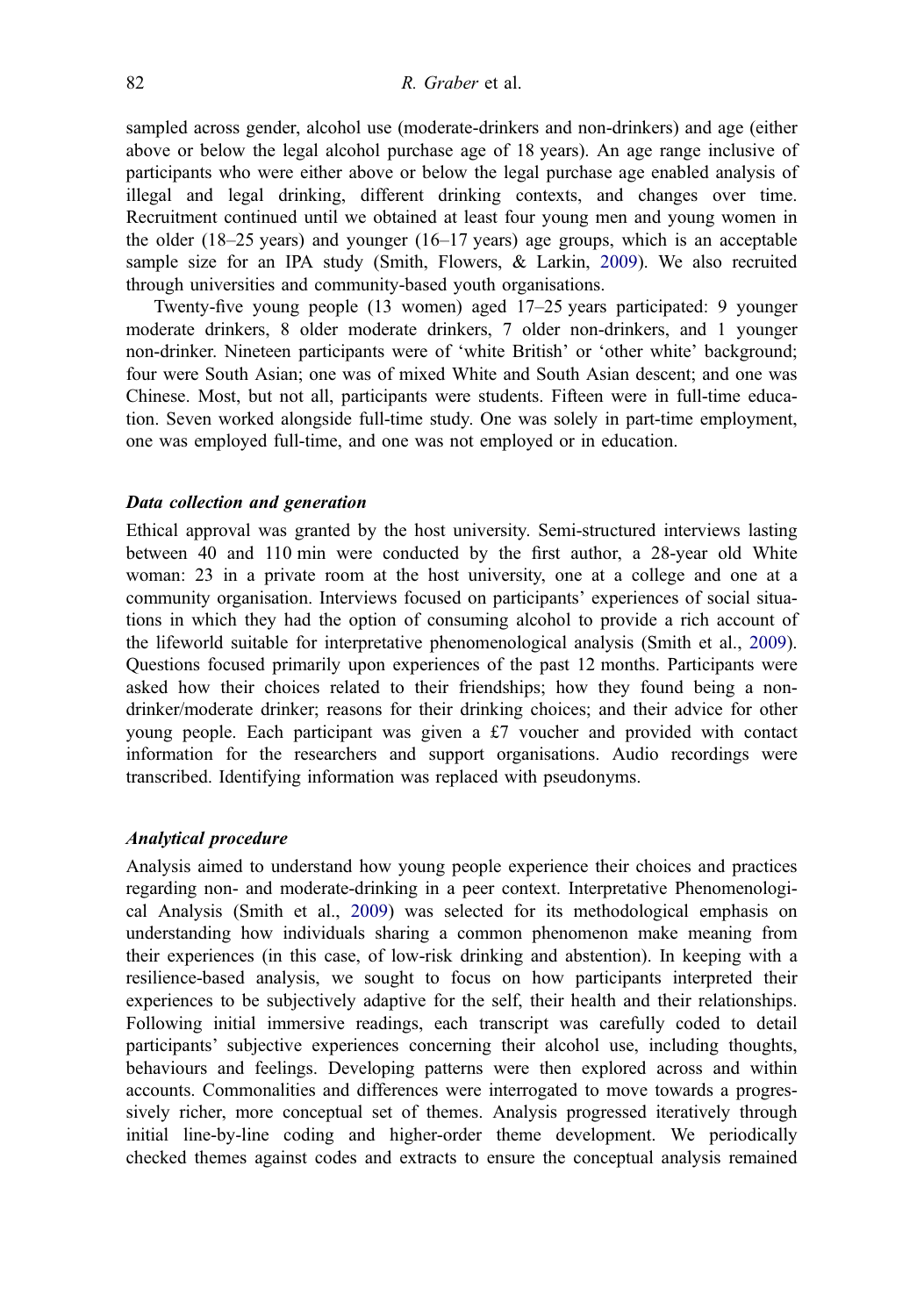sampled across gender, alcohol use (moderate-drinkers and non-drinkers) and age (either above or below the legal alcohol purchase age of 18 years). An age range inclusive of participants who were either above or below the legal purchase age enabled analysis of illegal and legal drinking, different drinking contexts, and changes over time. Recruitment continued until we obtained at least four young men and young women in the older (18–25 years) and younger (16–17 years) age groups, which is an acceptable sample size for an IPA study (Smith, Flowers, & Larkin, 2009). We also recruited through universities and community-based youth organisations.

Twenty-five young people (13 women) aged 17–25 years participated: 9 younger moderate drinkers, 8 older moderate drinkers, 7 older non-drinkers, and 1 younger non-drinker. Nineteen participants were of 'white British' or 'other white' background; four were South Asian; one was of mixed White and South Asian descent; and one was Chinese. Most, but not all, participants were students. Fifteen were in full-time education. Seven worked alongside full-time study. One was solely in part-time employment, one was employed full-time, and one was not employed or in education.

### *Data collection and generation*

Ethical approval was granted by the host university. Semi-structured interviews lasting between 40 and 110 min were conducted by the first author, a 28-year old White woman: 23 in a private room at the host university, one at a college and one at a community organisation. Interviews focused on participants' experiences of social situations in which they had the option of consuming alcohol to provide a rich account of the lifeworld suitable for interpretative phenomenological analysis (Smith et al., 2009). Questions focused primarily upon experiences of the past 12 months. Participants were asked how their choices related to their friendships; how they found being a non-drinker/moderate drinker; reasons for their drinking choices; and their advice for other young people. Each participant was given a £7 voucher and provided with contact information for the researchers and support organisations. Audio recordings were transcribed. Identifying information was replaced with pseudonyms.

### *Analytical procedure*

Analysis aimed to understand how young people experience their choices and practices regarding non- and moderate-drinking in a peer context. Interpretative Phenomenological Analysis (Smith et al., 2009) was selected for its methodological emphasis on understanding how individuals sharing a common phenomenon make meaning from their experiences (in this case, of low-risk drinking and abstention). In keeping with a resilience-based analysis, we sought to focus on how participants interpreted their experiences to be subjectively adaptive for the self, their health and their relationships. Following initial immersive readings, each transcript was carefully coded to detail participants' subjective experiences concerning their alcohol use, including thoughts, behaviours and feelings. Developing patterns were then explored across and within accounts. Commonalities and differences were interrogated to move towards a progressively richer, more conceptual set of themes. Analysis progressed iteratively through initial line-by-line coding and higher-order theme development. We periodically checked themes against codes and extracts to ensure the conceptual analysis remained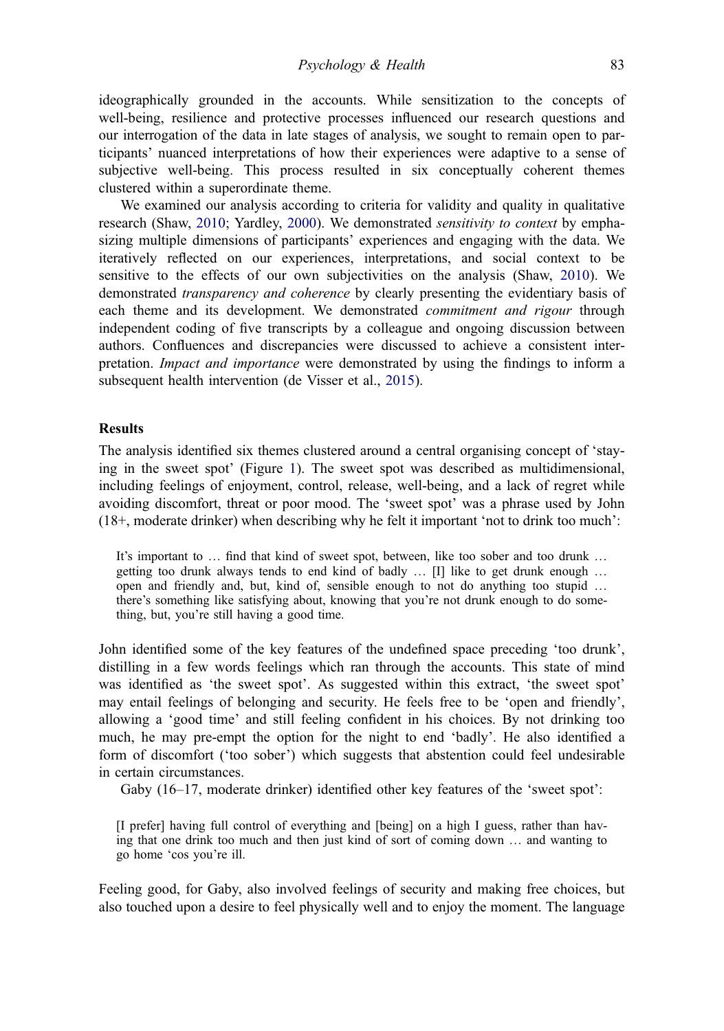ideographically grounded in the accounts. While sensitization to the concepts of well-being, resilience and protective processes influenced our research questions and our interrogation of the data in late stages of analysis, we sought to remain open to participants' nuanced interpretations of how their experiences were adaptive to a sense of subjective well-being. This process resulted in six conceptually coherent themes clustered within a superordinate theme.

We examined our analysis according to criteria for validity and quality in qualitative research (Shaw, 2010; Yardley, 2000). We demonstrated *sensitivity to context* by emphasizing multiple dimensions of participants' experiences and engaging with the data. We iteratively reflected on our experiences, interpretations, and social context to be sensitive to the effects of our own subjectivities on the analysis (Shaw, 2010). We demonstrated *transparency and coherence* by clearly presenting the evidentiary basis of each theme and its development. We demonstrated *commitment and rigour* through independent coding of five transcripts by a colleague and ongoing discussion between authors. Confluences and discrepancies were discussed to achieve a consistent interpretation. *Impact and importance* were demonstrated by using the findings to inform a subsequent health intervention (de Visser et al., 2015).

## Results

The analysis identified six themes clustered around a central organising concept of 'staying in the sweet spot' (Figure 1). The sweet spot was described as multidimensional, including feelings of enjoyment, control, release, well-being, and a lack of regret while avoiding discomfort, threat or poor mood. The 'sweet spot' was a phrase used by John (18+, moderate drinker) when describing why he felt it important 'not to drink too much':

> It's important to … find that kind of sweet spot, between, like too sober and too drunk … getting too drunk always tends to end kind of badly … [I] like to get drunk enough … open and friendly and, but, kind of, sensible enough to not do anything too stupid … there's something like satisfying about, knowing that you're not drunk enough to do something, but, you're still having a good time.

John identified some of the key features of the undefined space preceding 'too drunk', distilling in a few words feelings which ran through the accounts. This state of mind was identified as 'the sweet spot'. As suggested within this extract, 'the sweet spot' may entail feelings of belonging and security. He feels free to be 'open and friendly', allowing a 'good time' and still feeling confident in his choices. By not drinking too much, he may pre-empt the option for the night to end 'badly'. He also identified a form of discomfort ('too sober') which suggests that abstention could feel undesirable in certain circumstances.

Gaby (16–17, moderate drinker) identified other key features of the 'sweet spot':

> [I prefer] having full control of everything and [being] on a high I guess, rather than having that one drink too much and then just kind of sort of coming down … and wanting to go home 'cos you're ill.

Feeling good, for Gaby, also involved feelings of security and making free choices, but also touched upon a desire to feel physically well and to enjoy the moment. The language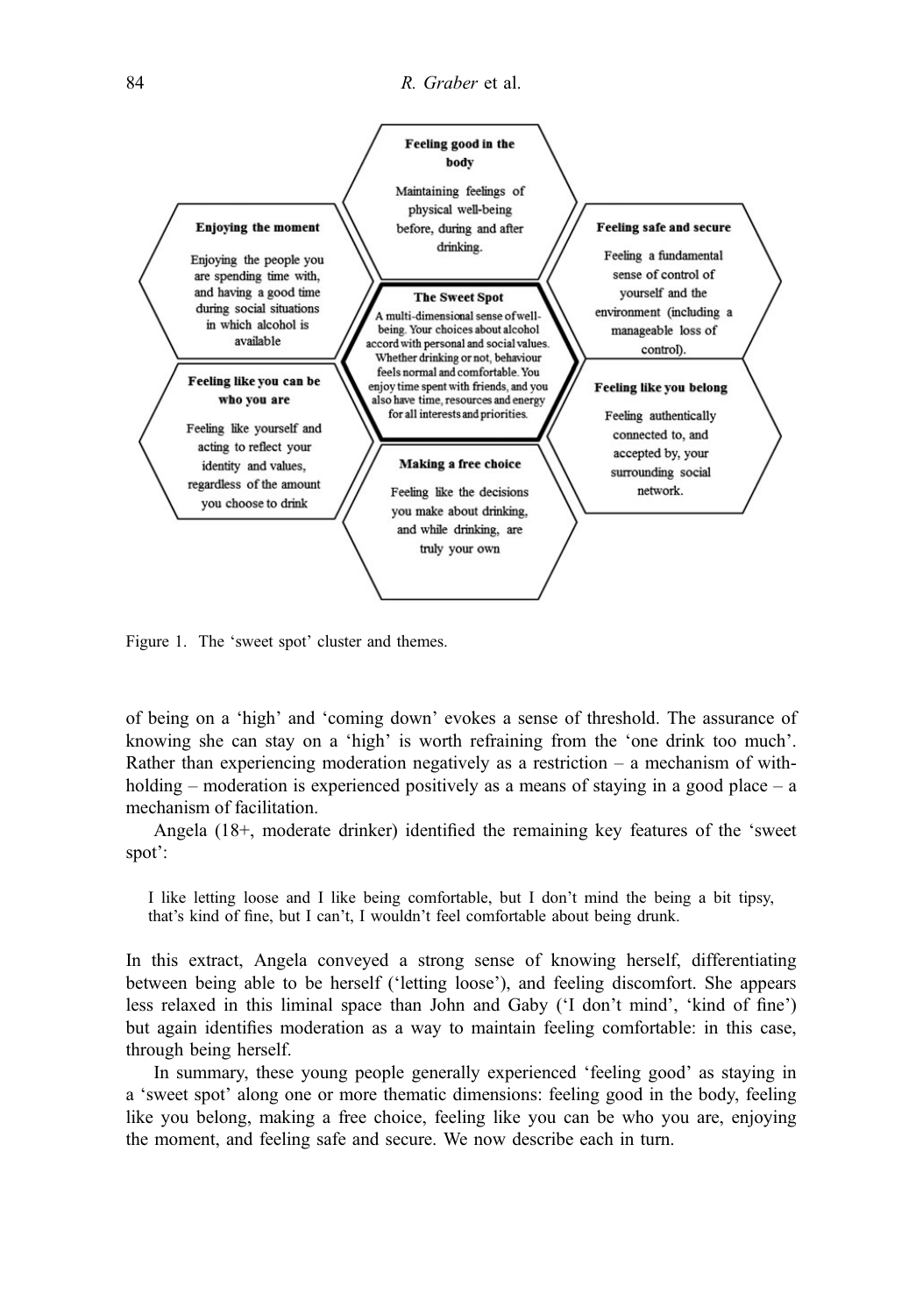Feeling good in the body

Maintaining feelings of physical well-being before, during and after drinking.

Enjoying the moment

Enjoying the people you are spending time with, and having a good time during social situations in which alcohol is available

Feeling safe and secure

Feeling a fundamental sense of control of yourself and the environment (including a manageable loss of control).

The Sweet Spot

A multi-dimensional sense of well-being. Your choices about alcohol accord with personal and social values. Whether drinking or not, behaviour feels normal and comfortable. You enjoy time spent with friends, and you also have time, resources and energy for all interests and priorities.

Feeling like you can be who you are

Feeling like yourself and acting to reflect your identity and values, regardless of the amount you choose to drink

Feeling like you belong

Feeling authentically connected to, and accepted by, your surrounding social network.

Making a free choice

Feeling like the decisions you make about drinking, and while drinking, are truly your own

Figure 1. The 'sweet spot' cluster and themes.

of being on a 'high' and 'coming down' evokes a sense of threshold. The assurance of knowing she can stay on a 'high' is worth refraining from the 'one drink too much'. Rather than experiencing moderation negatively as a restriction – a mechanism of withholding – moderation is experienced positively as a means of staying in a good place – a mechanism of facilitation.

Angela (18+, moderate drinker) identified the remaining key features of the 'sweet spot':

> I like letting loose and I like being comfortable, but I don't mind the being a bit tipsy, that's kind of fine, but I can't, I wouldn't feel comfortable about being drunk.

In this extract, Angela conveyed a strong sense of knowing herself, differentiating between being able to be herself ('letting loose'), and feeling discomfort. She appears less relaxed in this liminal space than John and Gaby ('I don't mind', 'kind of fine') but again identifies moderation as a way to maintain feeling comfortable: in this case, through being herself.

In summary, these young people generally experienced 'feeling good' as staying in a 'sweet spot' along one or more thematic dimensions: feeling good in the body, feeling like you belong, making a free choice, feeling like you can be who you are, enjoying the moment, and feeling safe and secure. We now describe each in turn.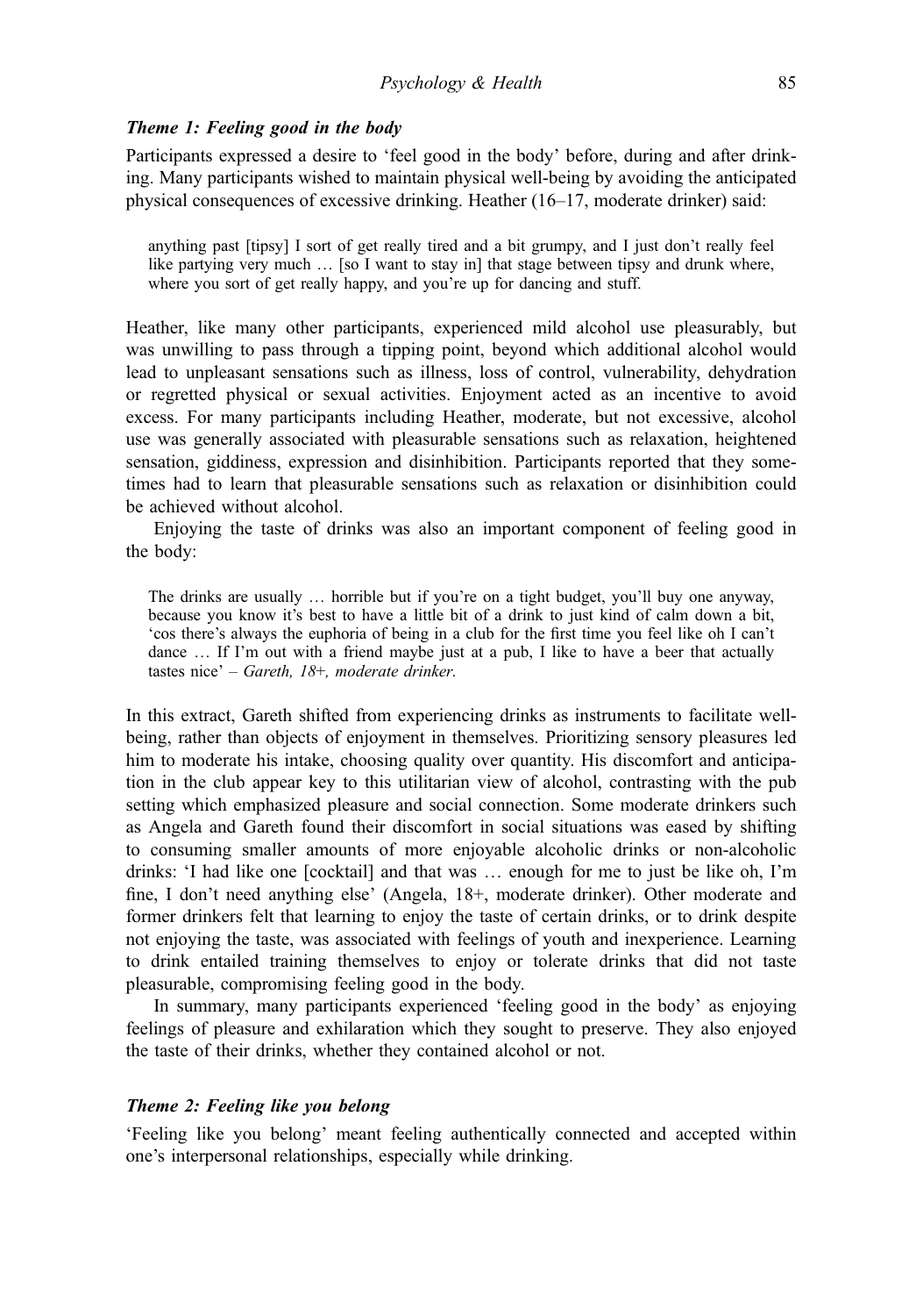### *Theme 1: Feeling good in the body*

Participants expressed a desire to 'feel good in the body' before, during and after drinking. Many participants wished to maintain physical well-being by avoiding the anticipated physical consequences of excessive drinking. Heather (16–17, moderate drinker) said:

> anything past [tipsy] I sort of get really tired and a bit grumpy, and I just don't really feel like partying very much … [so I want to stay in] that stage between tipsy and drunk where, where you sort of get really happy, and you're up for dancing and stuff.

Heather, like many other participants, experienced mild alcohol use pleasurably, but was unwilling to pass through a tipping point, beyond which additional alcohol would lead to unpleasant sensations such as illness, loss of control, vulnerability, dehydration or regretted physical or sexual activities. Enjoyment acted as an incentive to avoid excess. For many participants including Heather, moderate, but not excessive, alcohol use was generally associated with pleasurable sensations such as relaxation, heightened sensation, giddiness, expression and disinhibition. Participants reported that they sometimes had to learn that pleasurable sensations such as relaxation or disinhibition could be achieved without alcohol.

Enjoying the taste of drinks was also an important component of feeling good in the body:

> The drinks are usually … horrible but if you're on a tight budget, you'll buy one anyway, because you know it's best to have a little bit of a drink to just kind of calm down a bit, 'cos there's always the euphoria of being in a club for the first time you feel like oh I can't dance … If I'm out with a friend maybe just at a pub, I like to have a beer that actually tastes nice' – *Gareth, 18+, moderate drinker.*

In this extract, Gareth shifted from experiencing drinks as instruments to facilitate well-being, rather than objects of enjoyment in themselves. Prioritizing sensory pleasures led him to moderate his intake, choosing quality over quantity. His discomfort and anticipation in the club appear key to this utilitarian view of alcohol, contrasting with the pub setting which emphasized pleasure and social connection. Some moderate drinkers such as Angela and Gareth found their discomfort in social situations was eased by shifting to consuming smaller amounts of more enjoyable alcoholic drinks or non-alcoholic drinks: 'I had like one [cocktail] and that was … enough for me to just be like oh, I'm fine, I don't need anything else' (Angela, 18+, moderate drinker). Other moderate and former drinkers felt that learning to enjoy the taste of certain drinks, or to drink despite not enjoying the taste, was associated with feelings of youth and inexperience. Learning to drink entailed training themselves to enjoy or tolerate drinks that did not taste pleasurable, compromising feeling good in the body.

In summary, many participants experienced 'feeling good in the body' as enjoying feelings of pleasure and exhilaration which they sought to preserve. They also enjoyed the taste of their drinks, whether they contained alcohol or not.

### *Theme 2: Feeling like you belong*

'Feeling like you belong' meant feeling authentically connected and accepted within one's interpersonal relationships, especially while drinking.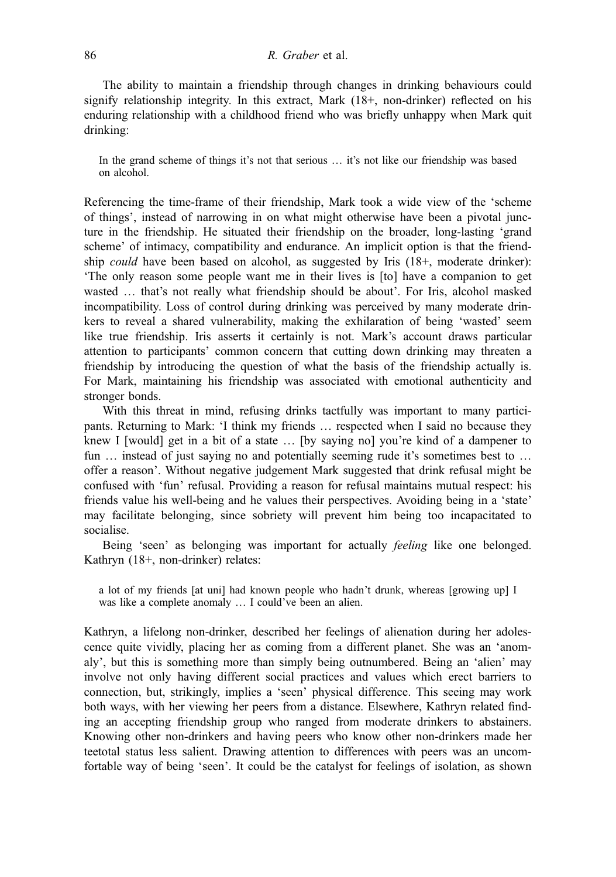The ability to maintain a friendship through changes in drinking behaviours could signify relationship integrity. In this extract, Mark (18+, non-drinker) reflected on his enduring relationship with a childhood friend who was briefly unhappy when Mark quit drinking:

> In the grand scheme of things it's not that serious … it's not like our friendship was based on alcohol.

Referencing the time-frame of their friendship, Mark took a wide view of the 'scheme of things', instead of narrowing in on what might otherwise have been a pivotal juncture in the friendship. He situated their friendship on the broader, long-lasting 'grand scheme' of intimacy, compatibility and endurance. An implicit option is that the friendship *could* have been based on alcohol, as suggested by Iris (18+, moderate drinker): 'The only reason some people want me in their lives is [to] have a companion to get wasted … that's not really what friendship should be about'. For Iris, alcohol masked incompatibility. Loss of control during drinking was perceived by many moderate drinkers to reveal a shared vulnerability, making the exhilaration of being 'wasted' seem like true friendship. Iris asserts it certainly is not. Mark's account draws particular attention to participants' common concern that cutting down drinking may threaten a friendship by introducing the question of what the basis of the friendship actually is. For Mark, maintaining his friendship was associated with emotional authenticity and stronger bonds.

With this threat in mind, refusing drinks tactfully was important to many participants. Returning to Mark: 'I think my friends … respected when I said no because they knew I [would] get in a bit of a state … [by saying no] you're kind of a dampener to fun … instead of just saying no and potentially seeming rude it's sometimes best to … offer a reason'. Without negative judgement Mark suggested that drink refusal might be confused with 'fun' refusal. Providing a reason for refusal maintains mutual respect: his friends value his well-being and he values their perspectives. Avoiding being in a 'state' may facilitate belonging, since sobriety will prevent him being too incapacitated to socialise.

Being 'seen' as belonging was important for actually *feeling* like one belonged. Kathryn (18+, non-drinker) relates:

> a lot of my friends [at uni] had known people who hadn't drunk, whereas [growing up] I was like a complete anomaly … I could've been an alien.

Kathryn, a lifelong non-drinker, described her feelings of alienation during her adolescence quite vividly, placing her as coming from a different planet. She was an 'anomaly', but this is something more than simply being outnumbered. Being an 'alien' may involve not only having different social practices and values which erect barriers to connection, but, strikingly, implies a 'seen' physical difference. This seeing may work both ways, with her viewing her peers from a distance. Elsewhere, Kathryn related finding an accepting friendship group who ranged from moderate drinkers to abstainers. Knowing other non-drinkers and having peers who know other non-drinkers made her teetotal status less salient. Drawing attention to differences with peers was an uncomfortable way of being 'seen'. It could be the catalyst for feelings of isolation, as shown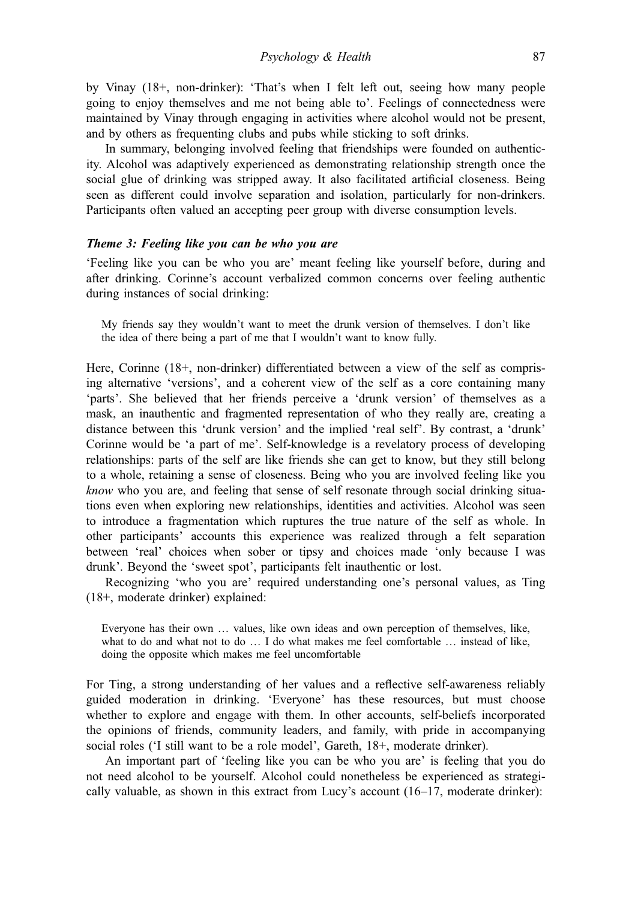by Vinay (18+, non-drinker): 'That's when I felt left out, seeing how many people going to enjoy themselves and me not being able to'. Feelings of connectedness were maintained by Vinay through engaging in activities where alcohol would not be present, and by others as frequenting clubs and pubs while sticking to soft drinks.

In summary, belonging involved feeling that friendships were founded on authenticity. Alcohol was adaptively experienced as demonstrating relationship strength once the social glue of drinking was stripped away. It also facilitated artificial closeness. Being seen as different could involve separation and isolation, particularly for non-drinkers. Participants often valued an accepting peer group with diverse consumption levels.

### *Theme 3: Feeling like you can be who you are*

'Feeling like you can be who you are' meant feeling like yourself before, during and after drinking. Corinne's account verbalized common concerns over feeling authentic during instances of social drinking:

> My friends say they wouldn't want to meet the drunk version of themselves. I don't like the idea of there being a part of me that I wouldn't want to know fully.

Here, Corinne (18+, non-drinker) differentiated between a view of the self as comprising alternative 'versions', and a coherent view of the self as a core containing many 'parts'. She believed that her friends perceive a 'drunk version' of themselves as a mask, an inauthentic and fragmented representation of who they really are, creating a distance between this 'drunk version' and the implied 'real self'. By contrast, a 'drunk' Corinne would be 'a part of me'. Self-knowledge is a revelatory process of developing relationships: parts of the self are like friends she can get to know, but they still belong to a whole, retaining a sense of closeness. Being who you are involved feeling like you *know* who you are, and feeling that sense of self resonate through social drinking situations even when exploring new relationships, identities and activities. Alcohol was seen to introduce a fragmentation which ruptures the true nature of the self as whole. In other participants' accounts this experience was realized through a felt separation between 'real' choices when sober or tipsy and choices made 'only because I was drunk'. Beyond the 'sweet spot', participants felt inauthentic or lost.

Recognizing 'who you are' required understanding one's personal values, as Ting (18+, moderate drinker) explained:

> Everyone has their own … values, like own ideas and own perception of themselves, like, what to do and what not to do … I do what makes me feel comfortable … instead of like, doing the opposite which makes me feel uncomfortable

For Ting, a strong understanding of her values and a reflective self-awareness reliably guided moderation in drinking. 'Everyone' has these resources, but must choose whether to explore and engage with them. In other accounts, self-beliefs incorporated the opinions of friends, community leaders, and family, with pride in accompanying social roles ('I still want to be a role model', Gareth, 18+, moderate drinker).

An important part of 'feeling like you can be who you are' is feeling that you do not need alcohol to be yourself. Alcohol could nonetheless be experienced as strategically valuable, as shown in this extract from Lucy's account (16–17, moderate drinker):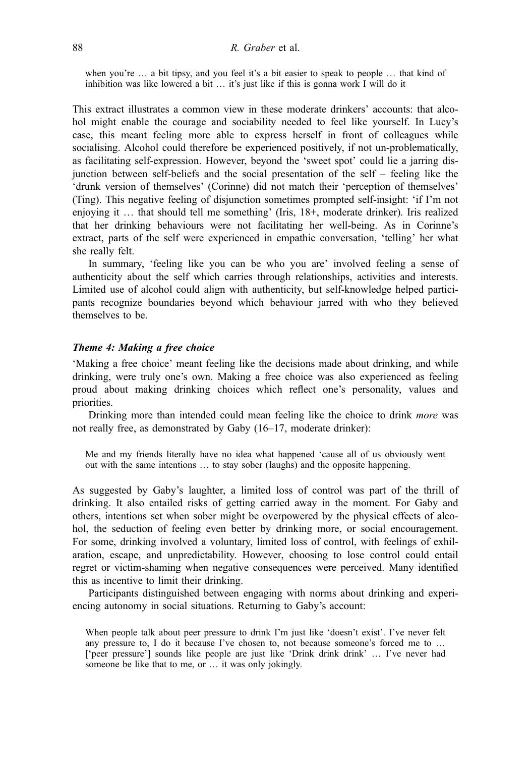> when you're … a bit tipsy, and you feel it's a bit easier to speak to people … that kind of inhibition was like lowered a bit … it's just like if this is gonna work I will do it

This extract illustrates a common view in these moderate drinkers' accounts: that alcohol might enable the courage and sociability needed to feel like yourself. In Lucy's case, this meant feeling more able to express herself in front of colleagues while socialising. Alcohol could therefore be experienced positively, if not un-problematically, as facilitating self-expression. However, beyond the 'sweet spot' could lie a jarring disjunction between self-beliefs and the social presentation of the self – feeling like the 'drunk version of themselves' (Corinne) did not match their 'perception of themselves' (Ting). This negative feeling of disjunction sometimes prompted self-insight: 'if I'm not enjoying it … that should tell me something' (Iris, 18+, moderate drinker). Iris realized that her drinking behaviours were not facilitating her well-being. As in Corinne's extract, parts of the self were experienced in empathic conversation, 'telling' her what she really felt.

In summary, 'feeling like you can be who you are' involved feeling a sense of authenticity about the self which carries through relationships, activities and interests. Limited use of alcohol could align with authenticity, but self-knowledge helped participants recognize boundaries beyond which behaviour jarred with who they believed themselves to be.

### *Theme 4: Making a free choice*

'Making a free choice' meant feeling like the decisions made about drinking, and while drinking, were truly one's own. Making a free choice was also experienced as feeling proud about making drinking choices which reflect one's personality, values and priorities.

Drinking more than intended could mean feeling like the choice to drink *more* was not really free, as demonstrated by Gaby (16–17, moderate drinker):

> Me and my friends literally have no idea what happened 'cause all of us obviously went out with the same intentions … to stay sober (laughs) and the opposite happening.

As suggested by Gaby's laughter, a limited loss of control was part of the thrill of drinking. It also entailed risks of getting carried away in the moment. For Gaby and others, intentions set when sober might be overpowered by the physical effects of alcohol, the seduction of feeling even better by drinking more, or social encouragement. For some, drinking involved a voluntary, limited loss of control, with feelings of exhilaration, escape, and unpredictability. However, choosing to lose control could entail regret or victim-shaming when negative consequences were perceived. Many identified this as incentive to limit their drinking.

Participants distinguished between engaging with norms about drinking and experiencing autonomy in social situations. Returning to Gaby's account:

> When people talk about peer pressure to drink I'm just like 'doesn't exist'. I've never felt any pressure to, I do it because I've chosen to, not because someone's forced me to … ['peer pressure'] sounds like people are just like 'Drink drink drink' … I've never had someone be like that to me, or … it was only jokingly.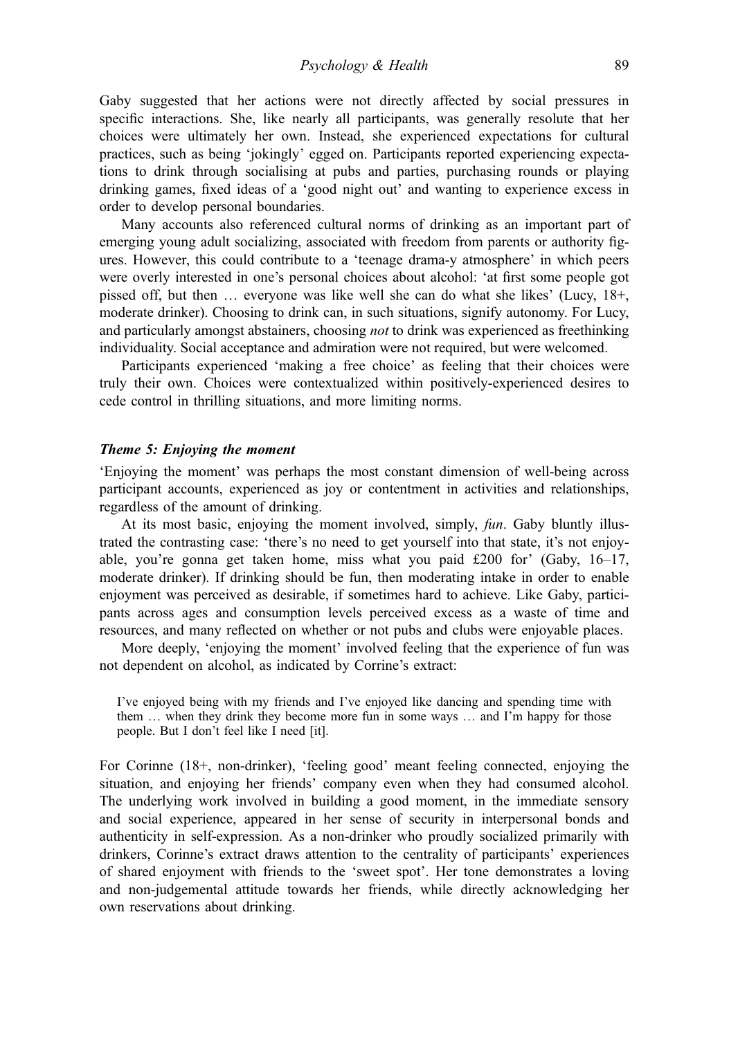Gaby suggested that her actions were not directly affected by social pressures in specific interactions. She, like nearly all participants, was generally resolute that her choices were ultimately her own. Instead, she experienced expectations for cultural practices, such as being 'jokingly' egged on. Participants reported experiencing expectations to drink through socialising at pubs and parties, purchasing rounds or playing drinking games, fixed ideas of a 'good night out' and wanting to experience excess in order to develop personal boundaries.

Many accounts also referenced cultural norms of drinking as an important part of emerging young adult socializing, associated with freedom from parents or authority figures. However, this could contribute to a 'teenage drama-y atmosphere' in which peers were overly interested in one's personal choices about alcohol: 'at first some people got pissed off, but then … everyone was like well she can do what she likes' (Lucy, 18+, moderate drinker). Choosing to drink can, in such situations, signify autonomy. For Lucy, and particularly amongst abstainers, choosing *not* to drink was experienced as freethinking individuality. Social acceptance and admiration were not required, but were welcomed.

Participants experienced 'making a free choice' as feeling that their choices were truly their own. Choices were contextualized within positively-experienced desires to cede control in thrilling situations, and more limiting norms.

### *Theme 5: Enjoying the moment*

'Enjoying the moment' was perhaps the most constant dimension of well-being across participant accounts, experienced as joy or contentment in activities and relationships, regardless of the amount of drinking.

At its most basic, enjoying the moment involved, simply, *fun*. Gaby bluntly illustrated the contrasting case: 'there's no need to get yourself into that state, it's not enjoyable, you're gonna get taken home, miss what you paid £200 for' (Gaby, 16–17, moderate drinker). If drinking should be fun, then moderating intake in order to enable enjoyment was perceived as desirable, if sometimes hard to achieve. Like Gaby, participants across ages and consumption levels perceived excess as a waste of time and resources, and many reflected on whether or not pubs and clubs were enjoyable places.

More deeply, 'enjoying the moment' involved feeling that the experience of fun was not dependent on alcohol, as indicated by Corrine's extract:

> I've enjoyed being with my friends and I've enjoyed like dancing and spending time with them … when they drink they become more fun in some ways … and I'm happy for those people. But I don't feel like I need [it].

For Corinne (18+, non-drinker), 'feeling good' meant feeling connected, enjoying the situation, and enjoying her friends' company even when they had consumed alcohol. The underlying work involved in building a good moment, in the immediate sensory and social experience, appeared in her sense of security in interpersonal bonds and authenticity in self-expression. As a non-drinker who proudly socialized primarily with drinkers, Corinne's extract draws attention to the centrality of participants' experiences of shared enjoyment with friends to the 'sweet spot'. Her tone demonstrates a loving and non-judgemental attitude towards her friends, while directly acknowledging her own reservations about drinking.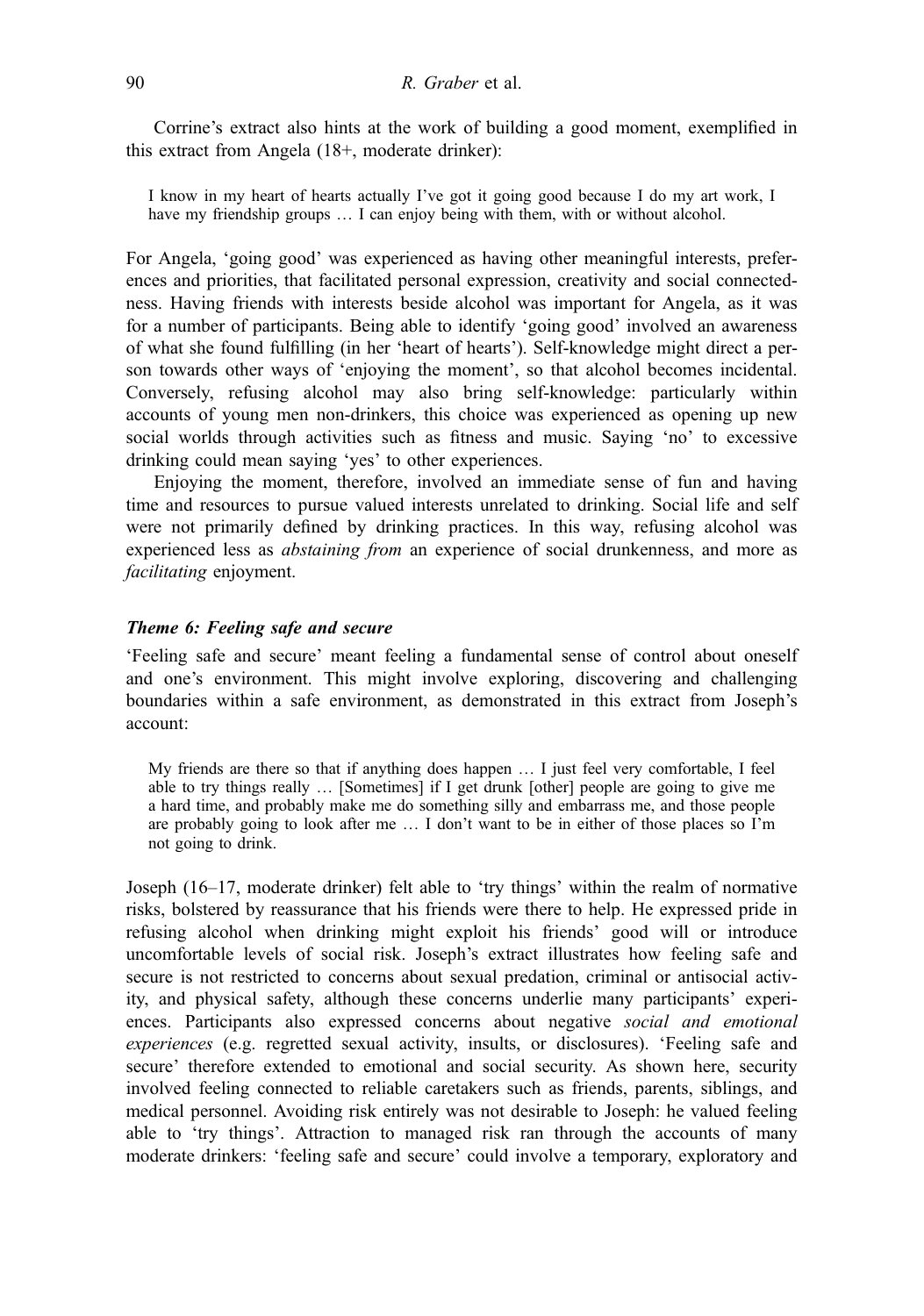Corrine's extract also hints at the work of building a good moment, exemplified in this extract from Angela (18+, moderate drinker):

> I know in my heart of hearts actually I've got it going good because I do my art work, I have my friendship groups … I can enjoy being with them, with or without alcohol.

For Angela, 'going good' was experienced as having other meaningful interests, preferences and priorities, that facilitated personal expression, creativity and social connectedness. Having friends with interests beside alcohol was important for Angela, as it was for a number of participants. Being able to identify 'going good' involved an awareness of what she found fulfilling (in her 'heart of hearts'). Self-knowledge might direct a person towards other ways of 'enjoying the moment', so that alcohol becomes incidental. Conversely, refusing alcohol may also bring self-knowledge: particularly within accounts of young men non-drinkers, this choice was experienced as opening up new social worlds through activities such as fitness and music. Saying 'no' to excessive drinking could mean saying 'yes' to other experiences.

Enjoying the moment, therefore, involved an immediate sense of fun and having time and resources to pursue valued interests unrelated to drinking. Social life and self were not primarily defined by drinking practices. In this way, refusing alcohol was experienced less as *abstaining from* an experience of social drunkenness, and more as *facilitating* enjoyment.

### *Theme 6: Feeling safe and secure*

'Feeling safe and secure' meant feeling a fundamental sense of control about oneself and one's environment. This might involve exploring, discovering and challenging boundaries within a safe environment, as demonstrated in this extract from Joseph's account:

> My friends are there so that if anything does happen … I just feel very comfortable, I feel able to try things really … [Sometimes] if I get drunk [other] people are going to give me a hard time, and probably make me do something silly and embarrass me, and those people are probably going to look after me … I don't want to be in either of those places so I'm not going to drink.

Joseph (16–17, moderate drinker) felt able to 'try things' within the realm of normative risks, bolstered by reassurance that his friends were there to help. He expressed pride in refusing alcohol when drinking might exploit his friends' good will or introduce uncomfortable levels of social risk. Joseph's extract illustrates how feeling safe and secure is not restricted to concerns about sexual predation, criminal or antisocial activity, and physical safety, although these concerns underlie many participants' experiences. Participants also expressed concerns about negative *social and emotional experiences* (e.g. regretted sexual activity, insults, or disclosures). 'Feeling safe and secure' therefore extended to emotional and social security. As shown here, security involved feeling connected to reliable caretakers such as friends, parents, siblings, and medical personnel. Avoiding risk entirely was not desirable to Joseph: he valued feeling able to 'try things'. Attraction to managed risk ran through the accounts of many moderate drinkers: 'feeling safe and secure' could involve a temporary, exploratory and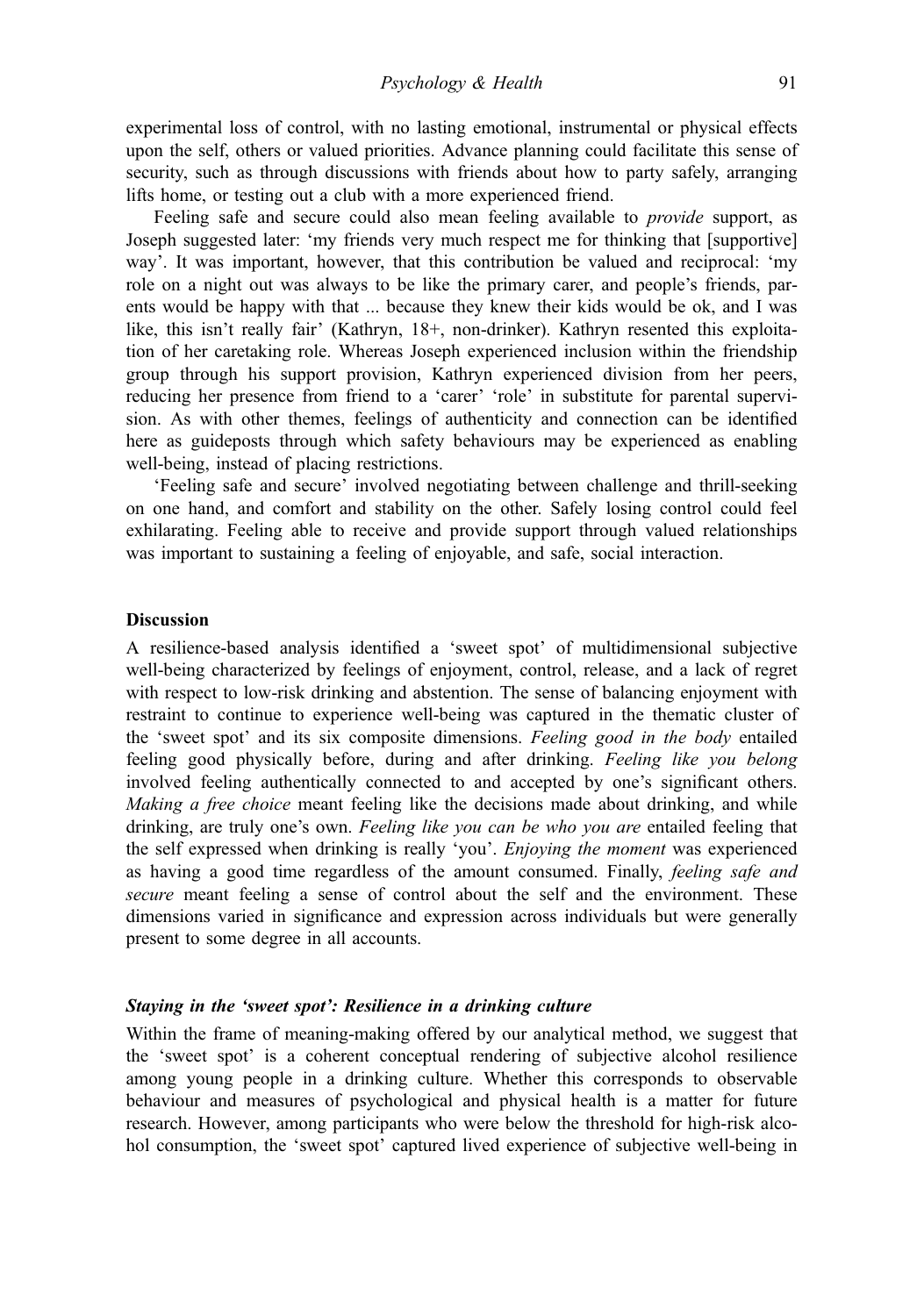experimental loss of control, with no lasting emotional, instrumental or physical effects upon the self, others or valued priorities. Advance planning could facilitate this sense of security, such as through discussions with friends about how to party safely, arranging lifts home, or testing out a club with a more experienced friend.

Feeling safe and secure could also mean feeling available to *provide* support, as Joseph suggested later: 'my friends very much respect me for thinking that [supportive] way'. It was important, however, that this contribution be valued and reciprocal: 'my role on a night out was always to be like the primary carer, and people's friends, parents would be happy with that ... because they knew their kids would be ok, and I was like, this isn't really fair' (Kathryn, 18+, non-drinker). Kathryn resented this exploitation of her caretaking role. Whereas Joseph experienced inclusion within the friendship group through his support provision, Kathryn experienced division from her peers, reducing her presence from friend to a 'carer' 'role' in substitute for parental supervision. As with other themes, feelings of authenticity and connection can be identified here as guideposts through which safety behaviours may be experienced as enabling well-being, instead of placing restrictions.

'Feeling safe and secure' involved negotiating between challenge and thrill-seeking on one hand, and comfort and stability on the other. Safely losing control could feel exhilarating. Feeling able to receive and provide support through valued relationships was important to sustaining a feeling of enjoyable, and safe, social interaction.

## Discussion

A resilience-based analysis identified a 'sweet spot' of multidimensional subjective well-being characterized by feelings of enjoyment, control, release, and a lack of regret with respect to low-risk drinking and abstention. The sense of balancing enjoyment with restraint to continue to experience well-being was captured in the thematic cluster of the 'sweet spot' and its six composite dimensions. *Feeling good in the body* entailed feeling good physically before, during and after drinking. *Feeling like you belong* involved feeling authentically connected to and accepted by one's significant others. *Making a free choice* meant feeling like the decisions made about drinking, and while drinking, are truly one's own. *Feeling like you can be who you are* entailed feeling that the self expressed when drinking is really 'you'. *Enjoying the moment* was experienced as having a good time regardless of the amount consumed. Finally, *feeling safe and secure* meant feeling a sense of control about the self and the environment. These dimensions varied in significance and expression across individuals but were generally present to some degree in all accounts.

### *Staying in the 'sweet spot': Resilience in a drinking culture*

Within the frame of meaning-making offered by our analytical method, we suggest that the 'sweet spot' is a coherent conceptual rendering of subjective alcohol resilience among young people in a drinking culture. Whether this corresponds to observable behaviour and measures of psychological and physical health is a matter for future research. However, among participants who were below the threshold for high-risk alcohol consumption, the 'sweet spot' captured lived experience of subjective well-being in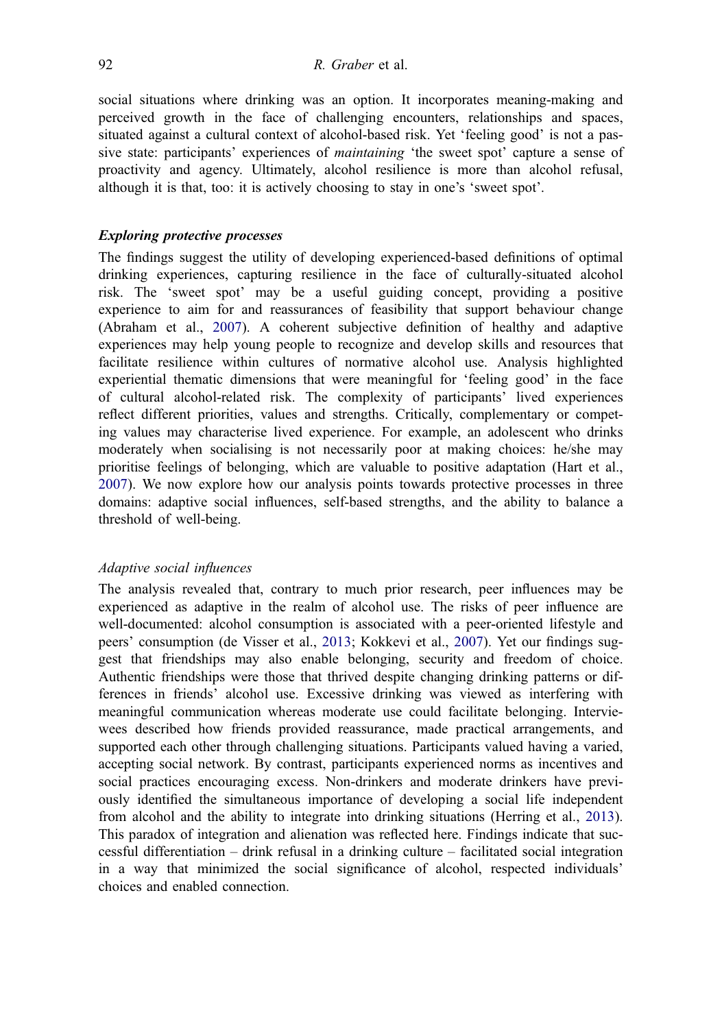social situations where drinking was an option. It incorporates meaning-making and perceived growth in the face of challenging encounters, relationships and spaces, situated against a cultural context of alcohol-based risk. Yet 'feeling good' is not a passive state: participants' experiences of *maintaining* 'the sweet spot' capture a sense of proactivity and agency. Ultimately, alcohol resilience is more than alcohol refusal, although it is that, too: it is actively choosing to stay in one's 'sweet spot'.

### *Exploring protective processes*

The findings suggest the utility of developing experienced-based definitions of optimal drinking experiences, capturing resilience in the face of culturally-situated alcohol risk. The 'sweet spot' may be a useful guiding concept, providing a positive experience to aim for and reassurances of feasibility that support behaviour change (Abraham et al., 2007). A coherent subjective definition of healthy and adaptive experiences may help young people to recognize and develop skills and resources that facilitate resilience within cultures of normative alcohol use. Analysis highlighted experiential thematic dimensions that were meaningful for 'feeling good' in the face of cultural alcohol-related risk. The complexity of participants' lived experiences reflect different priorities, values and strengths. Critically, complementary or competing values may characterise lived experience. For example, an adolescent who drinks moderately when socialising is not necessarily poor at making choices: he/she may prioritise feelings of belonging, which are valuable to positive adaptation (Hart et al., 2007). We now explore how our analysis points towards protective processes in three domains: adaptive social influences, self-based strengths, and the ability to balance a threshold of well-being.

#### *Adaptive social influences*

The analysis revealed that, contrary to much prior research, peer influences may be experienced as adaptive in the realm of alcohol use. The risks of peer influence are well-documented: alcohol consumption is associated with a peer-oriented lifestyle and peers' consumption (de Visser et al., 2013; Kokkevi et al., 2007). Yet our findings suggest that friendships may also enable belonging, security and freedom of choice. Authentic friendships were those that thrived despite changing drinking patterns or differences in friends' alcohol use. Excessive drinking was viewed as interfering with meaningful communication whereas moderate use could facilitate belonging. Interviewees described how friends provided reassurance, made practical arrangements, and supported each other through challenging situations. Participants valued having a varied, accepting social network. By contrast, participants experienced norms as incentives and social practices encouraging excess. Non-drinkers and moderate drinkers have previously identified the simultaneous importance of developing a social life independent from alcohol and the ability to integrate into drinking situations (Herring et al., 2013). This paradox of integration and alienation was reflected here. Findings indicate that successful differentiation – drink refusal in a drinking culture – facilitated social integration in a way that minimized the social significance of alcohol, respected individuals' choices and enabled connection.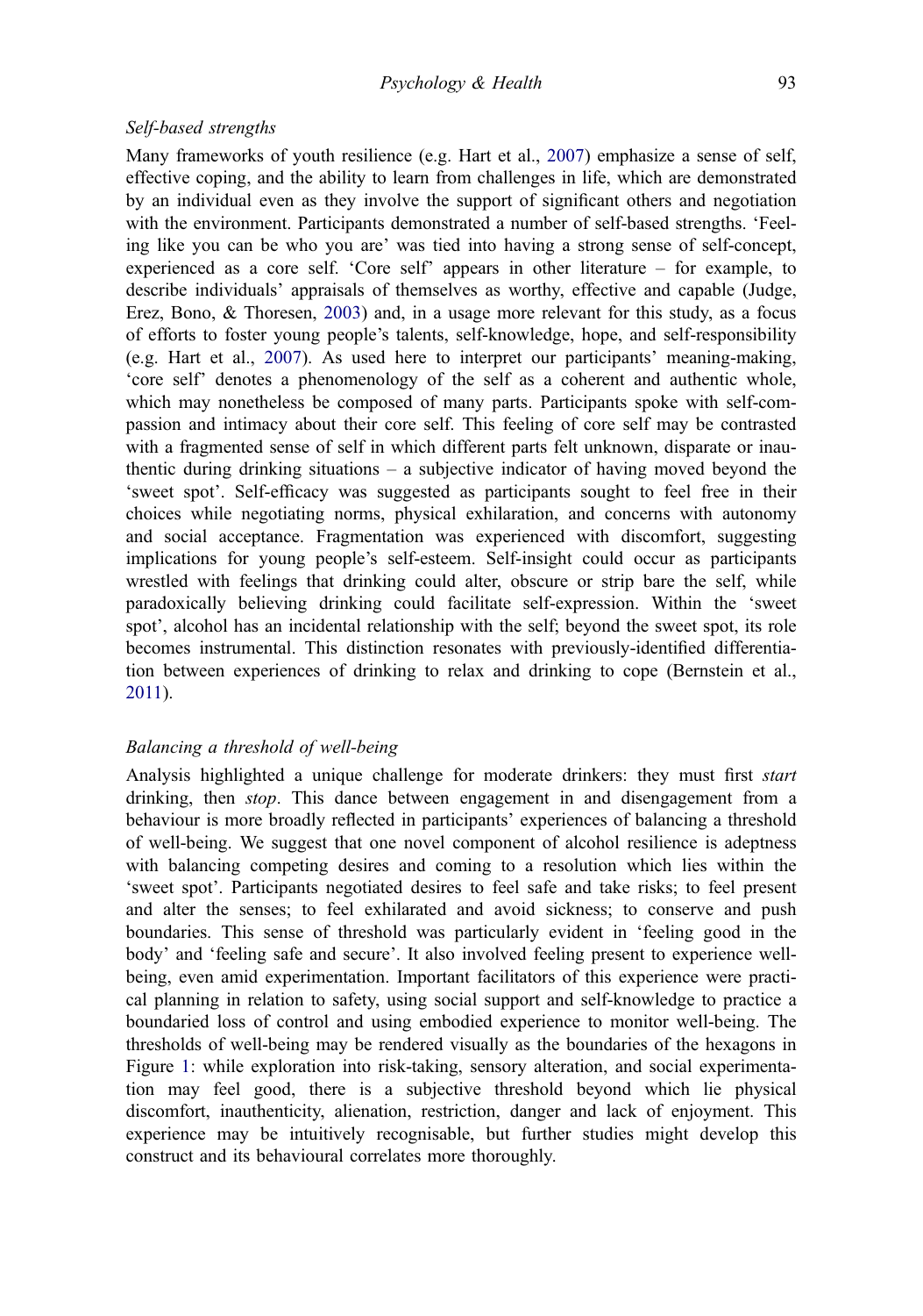### *Self-based strengths*

Many frameworks of youth resilience (e.g. Hart et al., 2007) emphasize a sense of self, effective coping, and the ability to learn from challenges in life, which are demonstrated by an individual even as they involve the support of significant others and negotiation with the environment. Participants demonstrated a number of self-based strengths. 'Feeling like you can be who you are' was tied into having a strong sense of self-concept, experienced as a core self. 'Core self' appears in other literature – for example, to describe individuals' appraisals of themselves as worthy, effective and capable (Judge, Erez, Bono, & Thoresen, 2003) and, in a usage more relevant for this study, as a focus of efforts to foster young people's talents, self-knowledge, hope, and self-responsibility (e.g. Hart et al., 2007). As used here to interpret our participants' meaning-making, 'core self' denotes a phenomenology of the self as a coherent and authentic whole, which may nonetheless be composed of many parts. Participants spoke with self-compassion and intimacy about their core self. This feeling of core self may be contrasted with a fragmented sense of self in which different parts felt unknown, disparate or inauthentic during drinking situations – a subjective indicator of having moved beyond the 'sweet spot'. Self-efficacy was suggested as participants sought to feel free in their choices while negotiating norms, physical exhilaration, and concerns with autonomy and social acceptance. Fragmentation was experienced with discomfort, suggesting implications for young people's self-esteem. Self-insight could occur as participants wrestled with feelings that drinking could alter, obscure or strip bare the self, while paradoxically believing drinking could facilitate self-expression. Within the 'sweet spot', alcohol has an incidental relationship with the self; beyond the sweet spot, its role becomes instrumental. This distinction resonates with previously-identified differentiation between experiences of drinking to relax and drinking to cope (Bernstein et al., 2011).

### *Balancing a threshold of well-being*

Analysis highlighted a unique challenge for moderate drinkers: they must first *start* drinking, then *stop*. This dance between engagement in and disengagement from a behaviour is more broadly reflected in participants' experiences of balancing a threshold of well-being. We suggest that one novel component of alcohol resilience is adeptness with balancing competing desires and coming to a resolution which lies within the 'sweet spot'. Participants negotiated desires to feel safe and take risks; to feel present and alter the senses; to feel exhilarated and avoid sickness; to conserve and push boundaries. This sense of threshold was particularly evident in 'feeling good in the body' and 'feeling safe and secure'. It also involved feeling present to experience well-being, even amid experimentation. Important facilitators of this experience were practical planning in relation to safety, using social support and self-knowledge to practice a boundaried loss of control and using embodied experience to monitor well-being. The thresholds of well-being may be rendered visually as the boundaries of the hexagons in Figure 1: while exploration into risk-taking, sensory alteration, and social experimentation may feel good, there is a subjective threshold beyond which lie physical discomfort, inauthenticity, alienation, restriction, danger and lack of enjoyment. This experience may be intuitively recognisable, but further studies might develop this construct and its behavioural correlates more thoroughly.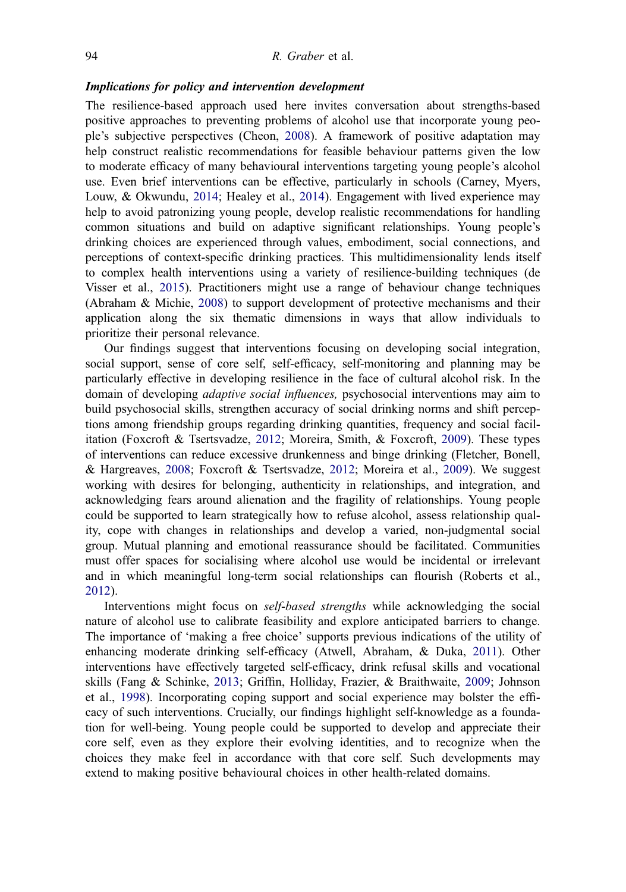### *Implications for policy and intervention development*

The resilience-based approach used here invites conversation about strengths-based positive approaches to preventing problems of alcohol use that incorporate young people's subjective perspectives (Cheon, 2008). A framework of positive adaptation may help construct realistic recommendations for feasible behaviour patterns given the low to moderate efficacy of many behavioural interventions targeting young people's alcohol use. Even brief interventions can be effective, particularly in schools (Carney, Myers, Louw, & Okwundu, 2014; Healey et al., 2014). Engagement with lived experience may help to avoid patronizing young people, develop realistic recommendations for handling common situations and build on adaptive significant relationships. Young people's drinking choices are experienced through values, embodiment, social connections, and perceptions of context-specific drinking practices. This multidimensionality lends itself to complex health interventions using a variety of resilience-building techniques (de Visser et al., 2015). Practitioners might use a range of behaviour change techniques (Abraham & Michie, 2008) to support development of protective mechanisms and their application along the six thematic dimensions in ways that allow individuals to prioritize their personal relevance.

Our findings suggest that interventions focusing on developing social integration, social support, sense of core self, self-efficacy, self-monitoring and planning may be particularly effective in developing resilience in the face of cultural alcohol risk. In the domain of developing *adaptive social influences,* psychosocial interventions may aim to build psychosocial skills, strengthen accuracy of social drinking norms and shift perceptions among friendship groups regarding drinking quantities, frequency and social facilitation (Foxcroft & Tsertsvadze, 2012; Moreira, Smith, & Foxcroft, 2009). These types of interventions can reduce excessive drunkenness and binge drinking (Fletcher, Bonell, & Hargreaves, 2008; Foxcroft & Tsertsvadze, 2012; Moreira et al., 2009). We suggest working with desires for belonging, authenticity in relationships, and integration, and acknowledging fears around alienation and the fragility of relationships. Young people could be supported to learn strategically how to refuse alcohol, assess relationship quality, cope with changes in relationships and develop a varied, non-judgmental social group. Mutual planning and emotional reassurance should be facilitated. Communities must offer spaces for socialising where alcohol use would be incidental or irrelevant and in which meaningful long-term social relationships can flourish (Roberts et al., 2012).

Interventions might focus on *self-based strengths* while acknowledging the social nature of alcohol use to calibrate feasibility and explore anticipated barriers to change. The importance of 'making a free choice' supports previous indications of the utility of enhancing moderate drinking self-efficacy (Atwell, Abraham, & Duka, 2011). Other interventions have effectively targeted self-efficacy, drink refusal skills and vocational skills (Fang & Schinke, 2013; Griffin, Holliday, Frazier, & Braithwaite, 2009; Johnson et al., 1998). Incorporating coping support and social experience may bolster the efficacy of such interventions. Crucially, our findings highlight self-knowledge as a foundation for well-being. Young people could be supported to develop and appreciate their core self, even as they explore their evolving identities, and to recognize when the choices they make feel in accordance with that core self. Such developments may extend to making positive behavioural choices in other health-related domains.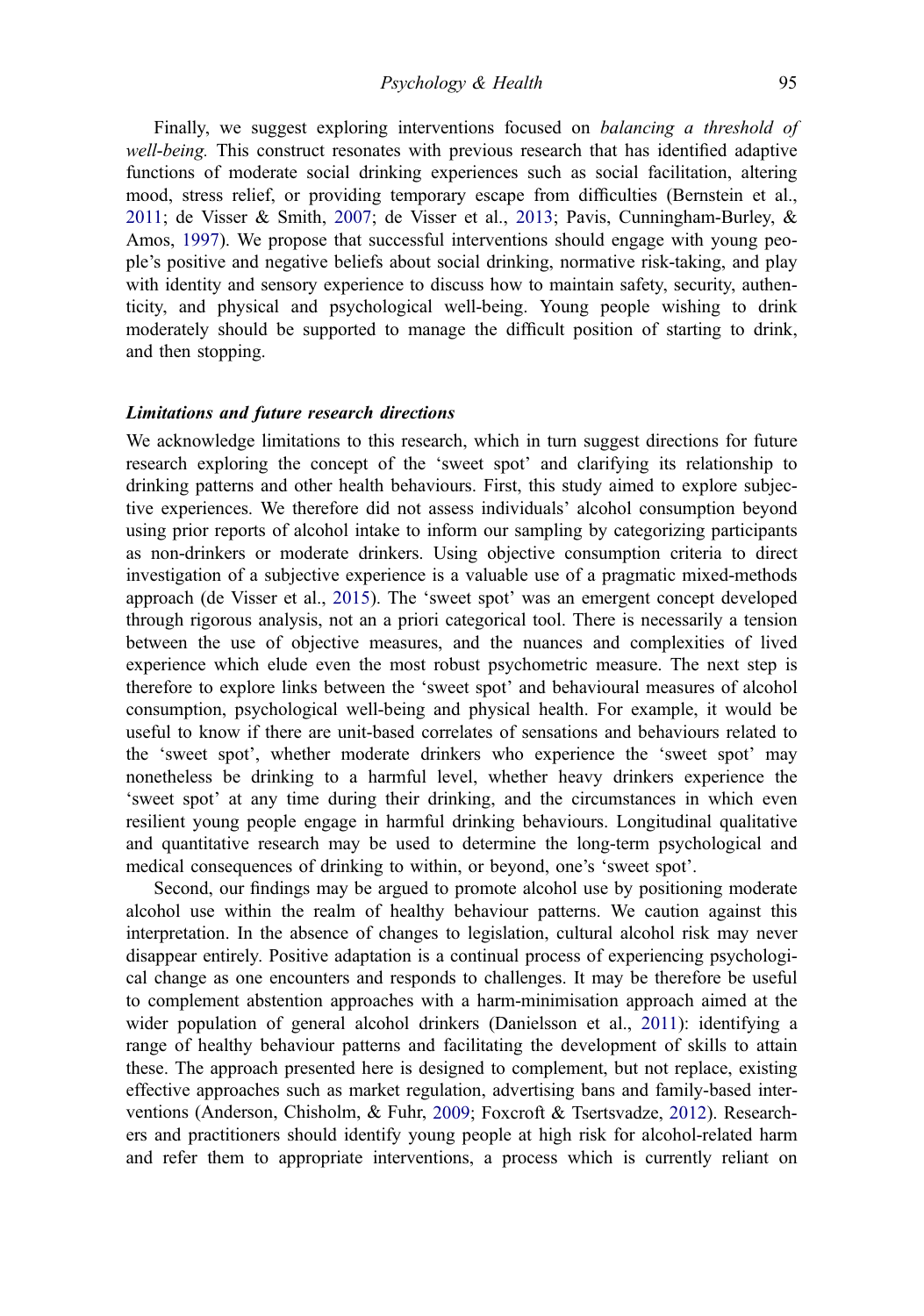Finally, we suggest exploring interventions focused on *balancing a threshold of well-being.* This construct resonates with previous research that has identified adaptive functions of moderate social drinking experiences such as social facilitation, altering mood, stress relief, or providing temporary escape from difficulties (Bernstein et al., 2011; de Visser & Smith, 2007; de Visser et al., 2013; Pavis, Cunningham-Burley, & Amos, 1997). We propose that successful interventions should engage with young people's positive and negative beliefs about social drinking, normative risk-taking, and play with identity and sensory experience to discuss how to maintain safety, security, authenticity, and physical and psychological well-being. Young people wishing to drink moderately should be supported to manage the difficult position of starting to drink, and then stopping.

#### *Limitations and future research directions*

We acknowledge limitations to this research, which in turn suggest directions for future research exploring the concept of the 'sweet spot' and clarifying its relationship to drinking patterns and other health behaviours. First, this study aimed to explore subjective experiences. We therefore did not assess individuals' alcohol consumption beyond using prior reports of alcohol intake to inform our sampling by categorizing participants as non-drinkers or moderate drinkers. Using objective consumption criteria to direct investigation of a subjective experience is a valuable use of a pragmatic mixed-methods approach (de Visser et al., 2015). The 'sweet spot' was an emergent concept developed through rigorous analysis, not an a priori categorical tool. There is necessarily a tension between the use of objective measures, and the nuances and complexities of lived experience which elude even the most robust psychometric measure. The next step is therefore to explore links between the 'sweet spot' and behavioural measures of alcohol consumption, psychological well-being and physical health. For example, it would be useful to know if there are unit-based correlates of sensations and behaviours related to the 'sweet spot', whether moderate drinkers who experience the 'sweet spot' may nonetheless be drinking to a harmful level, whether heavy drinkers experience the 'sweet spot' at any time during their drinking, and the circumstances in which even resilient young people engage in harmful drinking behaviours. Longitudinal qualitative and quantitative research may be used to determine the long-term psychological and medical consequences of drinking to within, or beyond, one's 'sweet spot'.

Second, our findings may be argued to promote alcohol use by positioning moderate alcohol use within the realm of healthy behaviour patterns. We caution against this interpretation. In the absence of changes to legislation, cultural alcohol risk may never disappear entirely. Positive adaptation is a continual process of experiencing psychological change as one encounters and responds to challenges. It may be therefore be useful to complement abstention approaches with a harm-minimisation approach aimed at the wider population of general alcohol drinkers (Danielsson et al., 2011): identifying a range of healthy behaviour patterns and facilitating the development of skills to attain these. The approach presented here is designed to complement, but not replace, existing effective approaches such as market regulation, advertising bans and family-based interventions (Anderson, Chisholm, & Fuhr, 2009; Foxcroft & Tsertsvadze, 2012). Researchers and practitioners should identify young people at high risk for alcohol-related harm and refer them to appropriate interventions, a process which is currently reliant on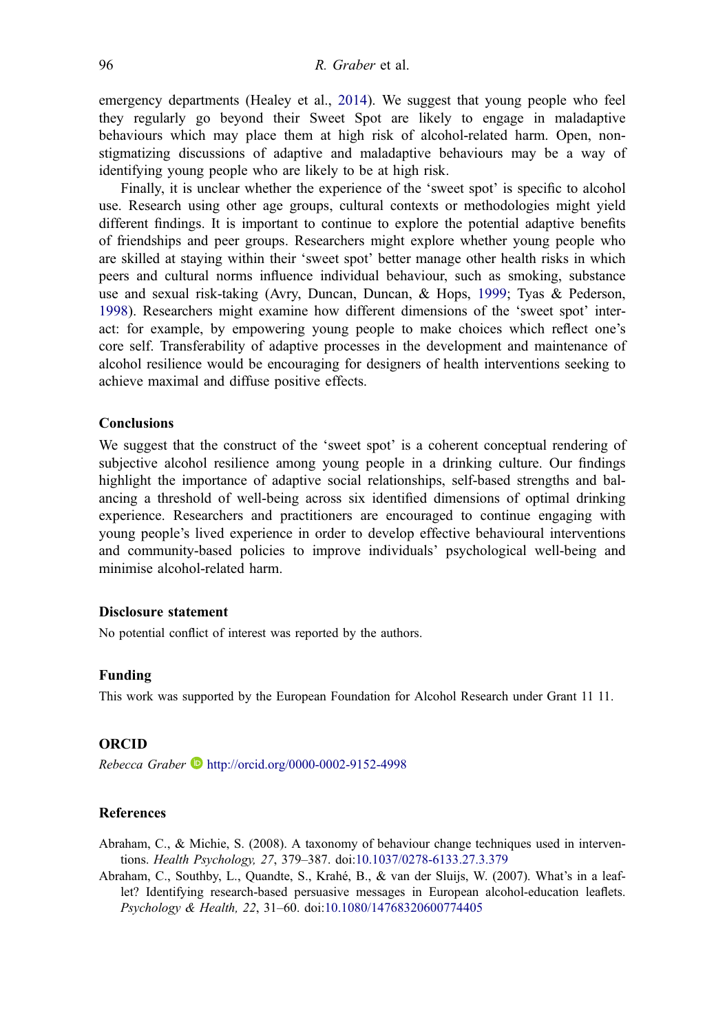emergency departments (Healey et al., 2014). We suggest that young people who feel they regularly go beyond their Sweet Spot are likely to engage in maladaptive behaviours which may place them at high risk of alcohol-related harm. Open, non-stigmatizing discussions of adaptive and maladaptive behaviours may be a way of identifying young people who are likely to be at high risk.

Finally, it is unclear whether the experience of the 'sweet spot' is specific to alcohol use. Research using other age groups, cultural contexts or methodologies might yield different findings. It is important to continue to explore the potential adaptive benefits of friendships and peer groups. Researchers might explore whether young people who are skilled at staying within their 'sweet spot' better manage other health risks in which peers and cultural norms influence individual behaviour, such as smoking, substance use and sexual risk-taking (Avry, Duncan, Duncan, & Hops, 1999; Tyas & Pederson, 1998). Researchers might examine how different dimensions of the 'sweet spot' interact: for example, by empowering young people to make choices which reflect one's core self. Transferability of adaptive processes in the development and maintenance of alcohol resilience would be encouraging for designers of health interventions seeking to achieve maximal and diffuse positive effects.

## Conclusions

We suggest that the construct of the 'sweet spot' is a coherent conceptual rendering of subjective alcohol resilience among young people in a drinking culture. Our findings highlight the importance of adaptive social relationships, self-based strengths and balancing a threshold of well-being across six identified dimensions of optimal drinking experience. Researchers and practitioners are encouraged to continue engaging with young people's lived experience in order to develop effective behavioural interventions and community-based policies to improve individuals' psychological well-being and minimise alcohol-related harm.

## Disclosure statement

No potential conflict of interest was reported by the authors.

## Funding

This work was supported by the European Foundation for Alcohol Research under Grant 11 11.

## ORCID

*Rebecca Graber* http://orcid.org/0000-0002-9152-4998

## References

Abraham, C., & Michie, S. (2008). A taxonomy of behaviour change techniques used in interventions. *Health Psychology, 27*, 379–387. doi:10.1037/0278-6133.27.3.379

Abraham, C., Southby, L., Quandte, S., Krahé, B., & van der Sluijs, W. (2007). What's in a leaflet? Identifying research-based persuasive messages in European alcohol-education leaflets. *Psychology & Health, 22*, 31–60. doi:10.1080/14768320600774405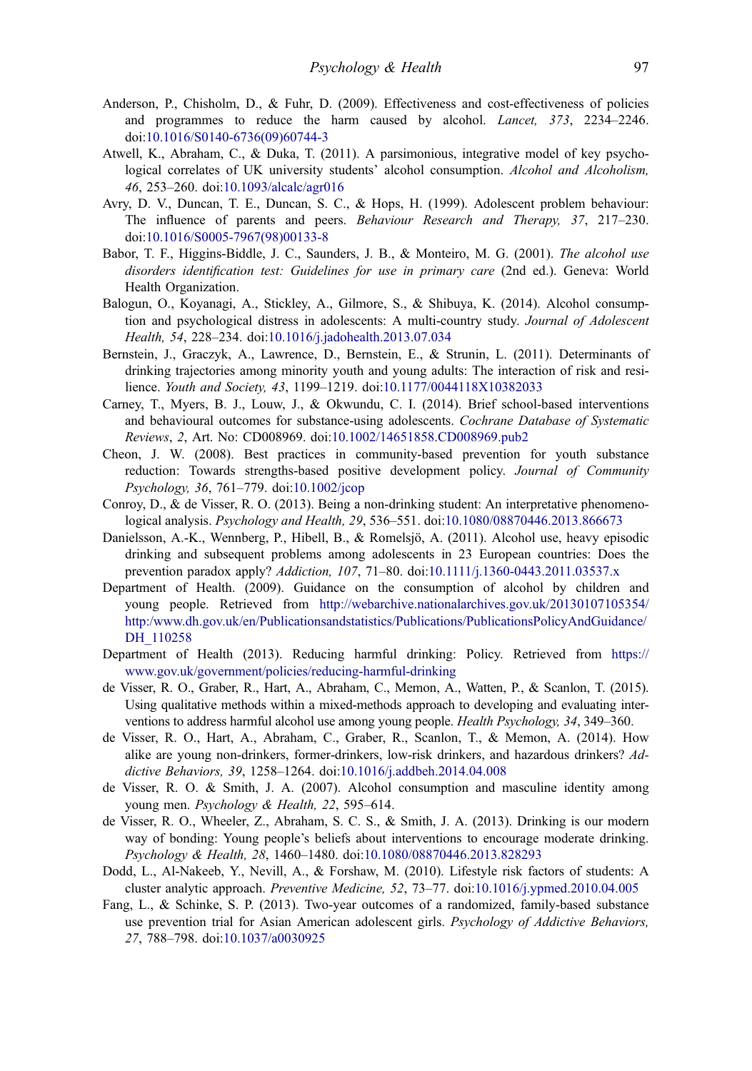Anderson, P., Chisholm, D., & Fuhr, D. (2009). Effectiveness and cost-effectiveness of policies and programmes to reduce the harm caused by alcohol. *Lancet, 373*, 2234–2246. doi:10.1016/S0140-6736(09)60744-3

Atwell, K., Abraham, C., & Duka, T. (2011). A parsimonious, integrative model of key psychological correlates of UK university students' alcohol consumption. *Alcohol and Alcoholism, 46*, 253–260. doi:10.1093/alcalc/agr016

Avry, D. V., Duncan, T. E., Duncan, S. C., & Hops, H. (1999). Adolescent problem behaviour: The influence of parents and peers. *Behaviour Research and Therapy, 37*, 217–230. doi:10.1016/S0005-7967(98)00133-8

Babor, T. F., Higgins-Biddle, J. C., Saunders, J. B., & Monteiro, M. G. (2001). *The alcohol use disorders identification test: Guidelines for use in primary care* (2nd ed.). Geneva: World Health Organization.

Balogun, O., Koyanagi, A., Stickley, A., Gilmore, S., & Shibuya, K. (2014). Alcohol consumption and psychological distress in adolescents: A multi-country study. *Journal of Adolescent Health, 54*, 228–234. doi:10.1016/j.jadohealth.2013.07.034

Bernstein, J., Graczyk, A., Lawrence, D., Bernstein, E., & Strunin, L. (2011). Determinants of drinking trajectories among minority youth and young adults: The interaction of risk and resilience. *Youth and Society, 43*, 1199–1219. doi:10.1177/0044118X10382033

Carney, T., Myers, B. J., Louw, J., & Okwundu, C. I. (2014). Brief school-based interventions and behavioural outcomes for substance-using adolescents. *Cochrane Database of Systematic Reviews*, *2*, Art. No: CD008969. doi:10.1002/14651858.CD008969.pub2

Cheon, J. W. (2008). Best practices in community-based prevention for youth substance reduction: Towards strengths-based positive development policy. *Journal of Community Psychology, 36*, 761–779. doi:10.1002/jcop

Conroy, D., & de Visser, R. O. (2013). Being a non-drinking student: An interpretative phenomenological analysis. *Psychology and Health, 29*, 536–551. doi:10.1080/08870446.2013.866673

Danielsson, A.-K., Wennberg, P., Hibell, B., & Romelsjö, A. (2011). Alcohol use, heavy episodic drinking and subsequent problems among adolescents in 23 European countries: Does the prevention paradox apply? *Addiction, 107*, 71–80. doi:10.1111/j.1360-0443.2011.03537.x

Department of Health. (2009). Guidance on the consumption of alcohol by children and young people. Retrieved from http://webarchive.nationalarchives.gov.uk/20130107105354/http:/www.dh.gov.uk/en/Publicationsandstatistics/Publications/PublicationsPolicyAndGuidance/DH_110258

Department of Health (2013). Reducing harmful drinking: Policy. Retrieved from https://www.gov.uk/government/policies/reducing-harmful-drinking

de Visser, R. O., Graber, R., Hart, A., Abraham, C., Memon, A., Watten, P., & Scanlon, T. (2015). Using qualitative methods within a mixed-methods approach to developing and evaluating interventions to address harmful alcohol use among young people. *Health Psychology, 34*, 349–360.

de Visser, R. O., Hart, A., Abraham, C., Graber, R., Scanlon, T., & Memon, A. (2014). How alike are young non-drinkers, former-drinkers, low-risk drinkers, and hazardous drinkers? *Addictive Behaviors, 39*, 1258–1264. doi:10.1016/j.addbeh.2014.04.008

de Visser, R. O. & Smith, J. A. (2007). Alcohol consumption and masculine identity among young men. *Psychology & Health, 22*, 595–614.

de Visser, R. O., Wheeler, Z., Abraham, S. C. S., & Smith, J. A. (2013). Drinking is our modern way of bonding: Young people's beliefs about interventions to encourage moderate drinking. *Psychology & Health, 28*, 1460–1480. doi:10.1080/08870446.2013.828293

Dodd, L., Al-Nakeeb, Y., Nevill, A., & Forshaw, M. (2010). Lifestyle risk factors of students: A cluster analytic approach. *Preventive Medicine, 52*, 73–77. doi:10.1016/j.ypmed.2010.04.005

Fang, L., & Schinke, S. P. (2013). Two-year outcomes of a randomized, family-based substance use prevention trial for Asian American adolescent girls. *Psychology of Addictive Behaviors, 27*, 788–798. doi:10.1037/a0030925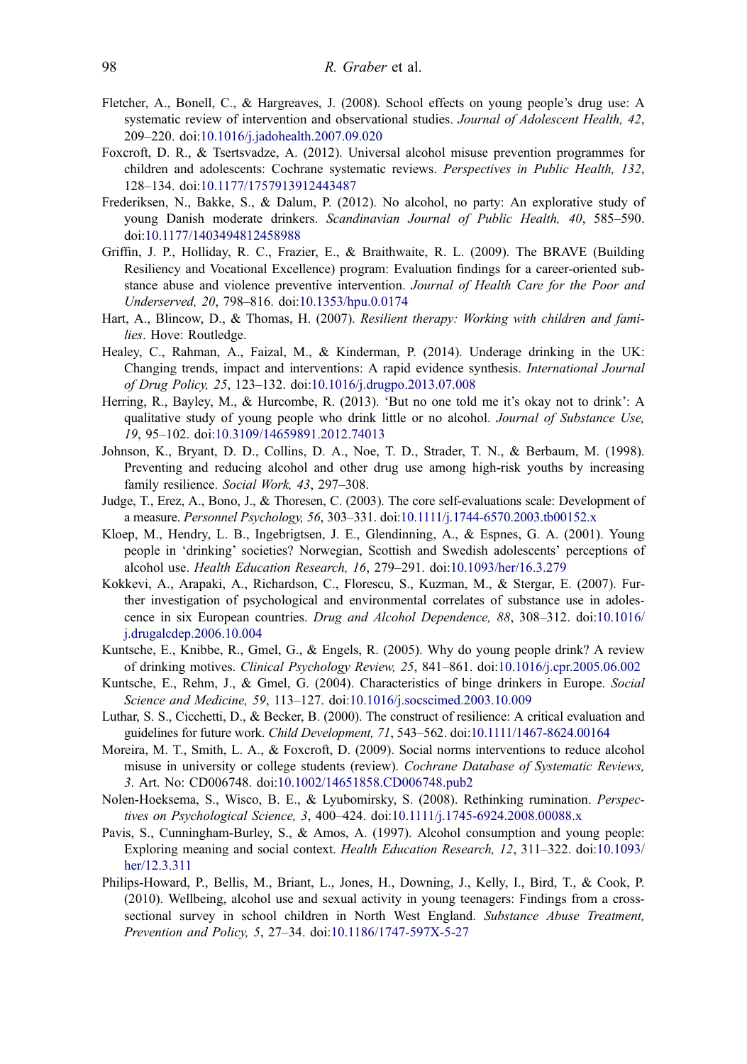Fletcher, A., Bonell, C., & Hargreaves, J. (2008). School effects on young people's drug use: A systematic review of intervention and observational studies. *Journal of Adolescent Health, 42*, 209–220. doi:10.1016/j.jadohealth.2007.09.020

Foxcroft, D. R., & Tsertsvadze, A. (2012). Universal alcohol misuse prevention programmes for children and adolescents: Cochrane systematic reviews. *Perspectives in Public Health, 132*, 128–134. doi:10.1177/1757913912443487

Frederiksen, N., Bakke, S., & Dalum, P. (2012). No alcohol, no party: An explorative study of young Danish moderate drinkers. *Scandinavian Journal of Public Health, 40*, 585–590. doi:10.1177/1403494812458988

Griffin, J. P., Holliday, R. C., Frazier, E., & Braithwaite, R. L. (2009). The BRAVE (Building Resiliency and Vocational Excellence) program: Evaluation findings for a career-oriented substance abuse and violence preventive intervention. *Journal of Health Care for the Poor and Underserved, 20*, 798–816. doi:10.1353/hpu.0.0174

Hart, A., Blincow, D., & Thomas, H. (2007). *Resilient therapy: Working with children and families*. Hove: Routledge.

Healey, C., Rahman, A., Faizal, M., & Kinderman, P. (2014). Underage drinking in the UK: Changing trends, impact and interventions: A rapid evidence synthesis. *International Journal of Drug Policy, 25*, 123–132. doi:10.1016/j.drugpo.2013.07.008

Herring, R., Bayley, M., & Hurcombe, R. (2013). 'But no one told me it's okay not to drink': A qualitative study of young people who drink little or no alcohol. *Journal of Substance Use, 19*, 95–102. doi:10.3109/14659891.2012.74013

Johnson, K., Bryant, D. D., Collins, D. A., Noe, T. D., Strader, T. N., & Berbaum, M. (1998). Preventing and reducing alcohol and other drug use among high-risk youths by increasing family resilience. *Social Work, 43*, 297–308.

Judge, T., Erez, A., Bono, J., & Thoresen, C. (2003). The core self-evaluations scale: Development of a measure. *Personnel Psychology, 56*, 303–331. doi:10.1111/j.1744-6570.2003.tb00152.x

Kloep, M., Hendry, L. B., Ingebrigtsen, J. E., Glendinning, A., & Espnes, G. A. (2001). Young people in 'drinking' societies? Norwegian, Scottish and Swedish adolescents' perceptions of alcohol use. *Health Education Research, 16*, 279–291. doi:10.1093/her/16.3.279

Kokkevi, A., Arapaki, A., Richardson, C., Florescu, S., Kuzman, M., & Stergar, E. (2007). Further investigation of psychological and environmental correlates of substance use in adolescence in six European countries. *Drug and Alcohol Dependence, 88*, 308–312. doi:10.1016/j.drugalcdep.2006.10.004

Kuntsche, E., Knibbe, R., Gmel, G., & Engels, R. (2005). Why do young people drink? A review of drinking motives. *Clinical Psychology Review, 25*, 841–861. doi:10.1016/j.cpr.2005.06.002

Kuntsche, E., Rehm, J., & Gmel, G. (2004). Characteristics of binge drinkers in Europe. *Social Science and Medicine, 59*, 113–127. doi:10.1016/j.socscimed.2003.10.009

Luthar, S. S., Cicchetti, D., & Becker, B. (2000). The construct of resilience: A critical evaluation and guidelines for future work. *Child Development, 71*, 543–562. doi:10.1111/1467-8624.00164

Moreira, M. T., Smith, L. A., & Foxcroft, D. (2009). Social norms interventions to reduce alcohol misuse in university or college students (review). *Cochrane Database of Systematic Reviews, 3*. Art. No: CD006748. doi:10.1002/14651858.CD006748.pub2

Nolen-Hoeksema, S., Wisco, B. E., & Lyubomirsky, S. (2008). Rethinking rumination. *Perspectives on Psychological Science, 3*, 400–424. doi:10.1111/j.1745-6924.2008.00088.x

Pavis, S., Cunningham-Burley, S., & Amos, A. (1997). Alcohol consumption and young people: Exploring meaning and social context. *Health Education Research, 12*, 311–322. doi:10.1093/her/12.3.311

Philips-Howard, P., Bellis, M., Briant, L., Jones, H., Downing, J., Kelly, I., Bird, T., & Cook, P. (2010). Wellbeing, alcohol use and sexual activity in young teenagers: Findings from a cross-sectional survey in school children in North West England. *Substance Abuse Treatment, Prevention and Policy, 5*, 27–34. doi:10.1186/1747-597X-5-27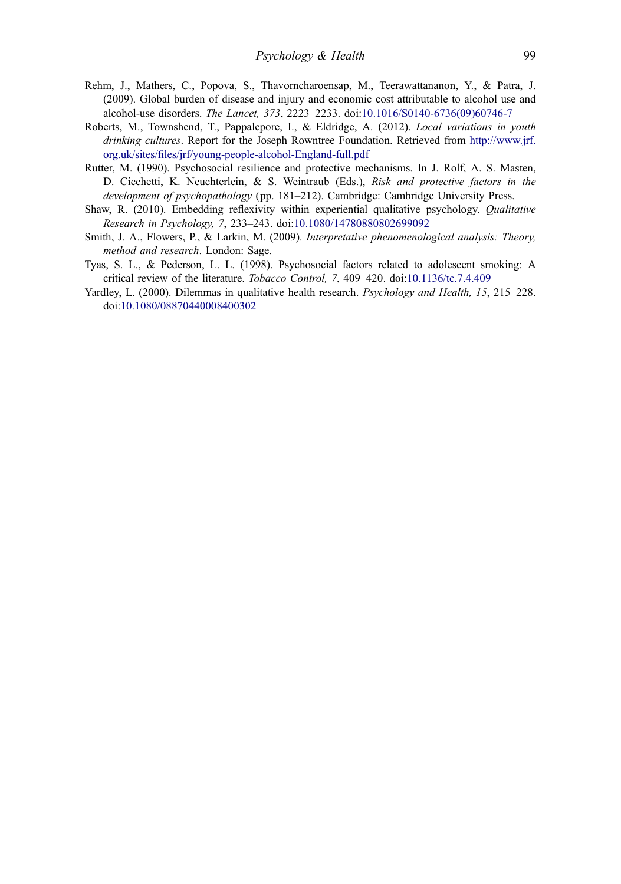Rehm, J., Mathers, C., Popova, S., Thavorncharoensap, M., Teerawattananon, Y., & Patra, J. (2009). Global burden of disease and injury and economic cost attributable to alcohol use and alcohol-use disorders. *The Lancet, 373*, 2223–2233. doi:10.1016/S0140-6736(09)60746-7

Roberts, M., Townshend, T., Pappalepore, I., & Eldridge, A. (2012). *Local variations in youth drinking cultures*. Report for the Joseph Rowntree Foundation. Retrieved from http://www.jrf.org.uk/sites/files/jrf/young-people-alcohol-England-full.pdf

Rutter, M. (1990). Psychosocial resilience and protective mechanisms. In J. Rolf, A. S. Masten, D. Cicchetti, K. Neuchterlein, & S. Weintraub (Eds.), *Risk and protective factors in the development of psychopathology* (pp. 181–212). Cambridge: Cambridge University Press.

Shaw, R. (2010). Embedding reflexivity within experiential qualitative psychology. *Qualitative Research in Psychology, 7*, 233–243. doi:10.1080/14780880802699092

Smith, J. A., Flowers, P., & Larkin, M. (2009). *Interpretative phenomenological analysis: Theory, method and research*. London: Sage.

Tyas, S. L., & Pederson, L. L. (1998). Psychosocial factors related to adolescent smoking: A critical review of the literature. *Tobacco Control, 7*, 409–420. doi:10.1136/tc.7.4.409

Yardley, L. (2000). Dilemmas in qualitative health research. *Psychology and Health, 15*, 215–228. doi:10.1080/08870440008400302